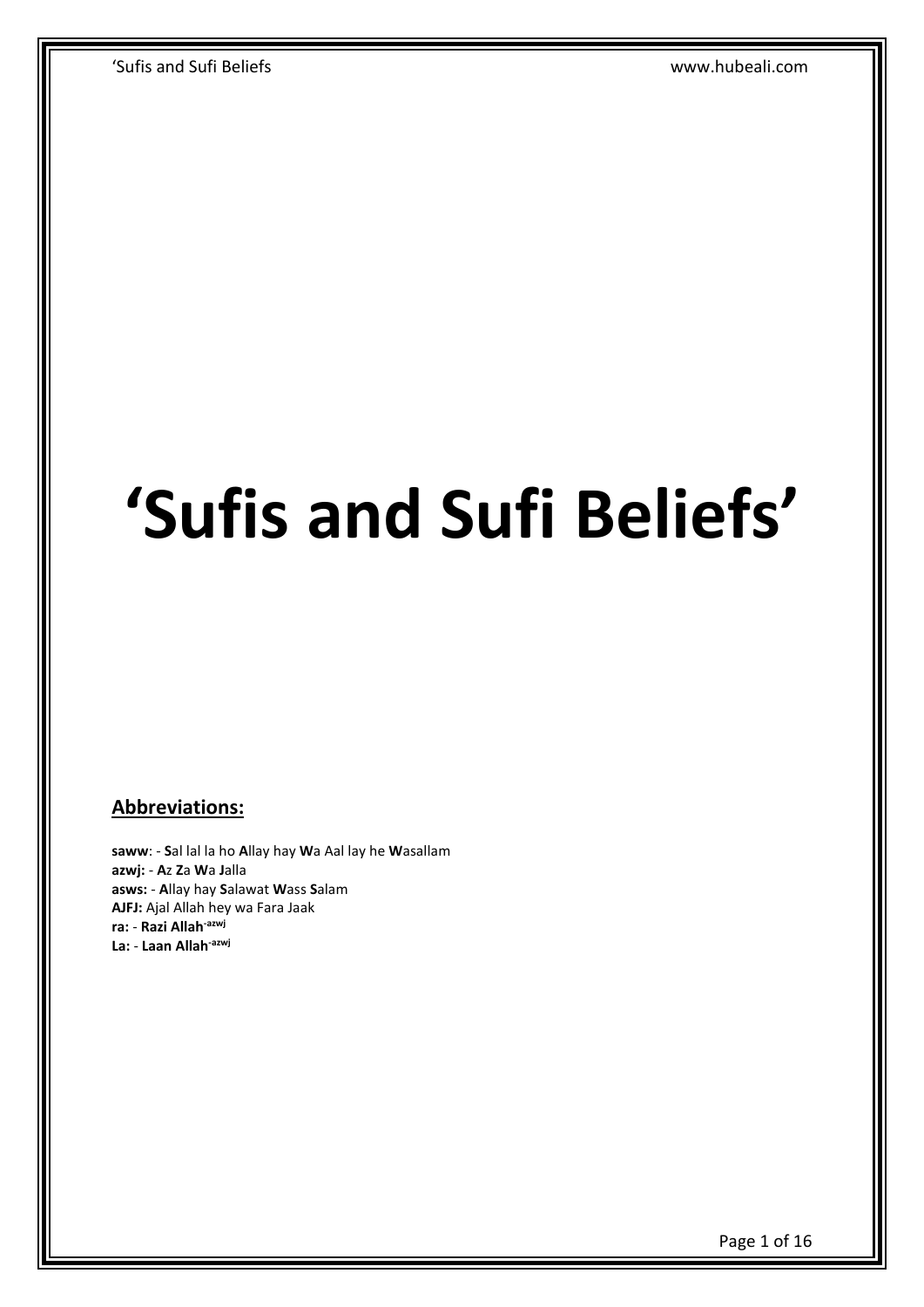# 'Sufis and Sufi Beliefs'

## Abbreviations:

**saww**: - **S**al lal la ho **A**llay hay **W**a Aal lay he **W**asallam
**azwj:** - **A**z **Z**a **W**a **J**alla
**asws:** - **A**llay hay **S**alawat **W**ass **S**alam
**AJFJ:** Ajal Allah hey wa Fara Jaak
**ra:** - **Razi Allah**-azwj
**La:** - **Laan Allah**-azwj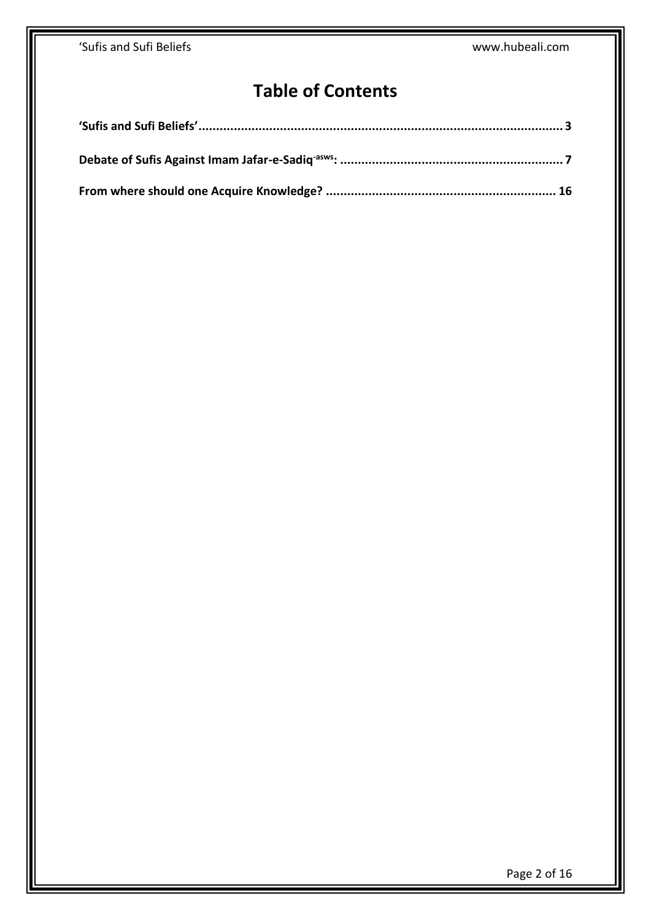# Table of Contents

**'Sufis and Sufi Beliefs'...................................................................................................... 3**

**Debate of Sufis Against Imam Jafar-e-Sadiq-asws: ............................................................... 7**

**From where should one Acquire Knowledge? ................................................................. 16**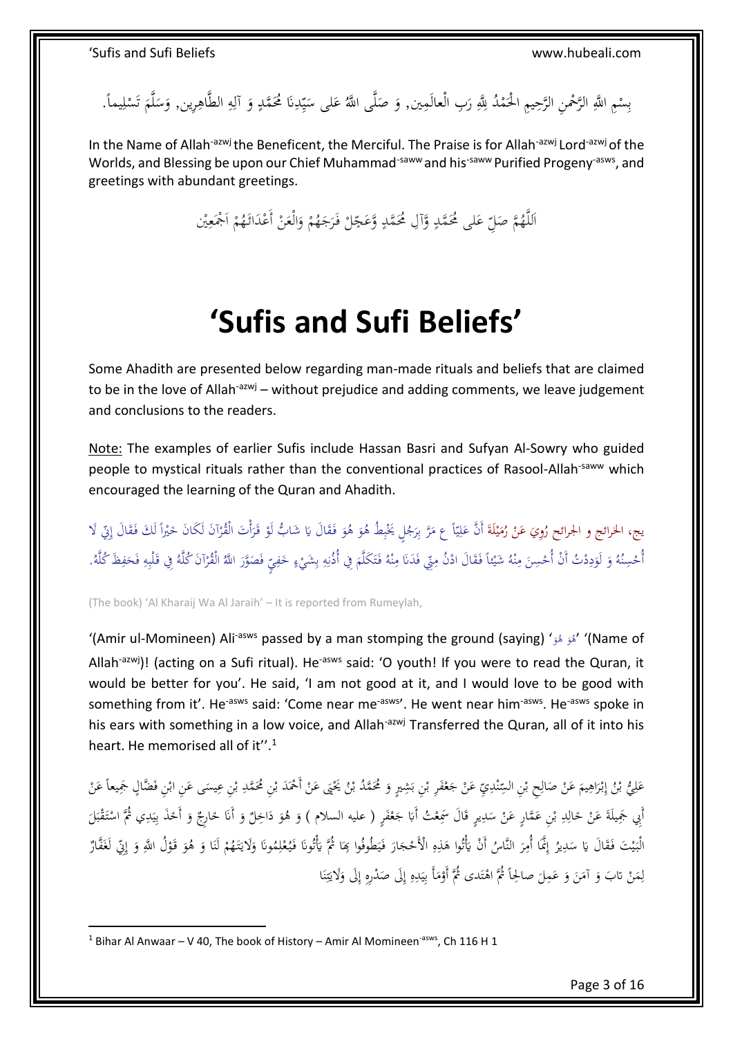بِسْمِ اللَّهِ الرَّحْمنِ الرَّحِيمِ الْحَمْدُ لِلَّهِ رَبِ الْعالَمِين, وَ صَلَّى اللَّهُ عَلى سَيِّدِنَا مُحَمَّدٍ وَ آلِهِ الطَّاهِرِين, وَسَلَّمَ تَسْلِيماً.

In the Name of Allah-azwj the Beneficent, the Merciful. The Praise is for Allah-azwj Lord-azwj of the Worlds, and Blessing be upon our Chief Muhammad-saww and his-saww Purified Progeny-asws, and greetings with abundant greetings.

اَللَّهُمَّ صَلِّ عَلى مُحَمَّدٍ وَّآلِ مُحَمَّدٍ وَّعَجِّلْ فَرَجَهُمْ وَالْعَنْ أَعْدَائَهُمْ اجْمَعِيْن

# 'Sufis and Sufi Beliefs'

Some Ahadith are presented below regarding man-made rituals and beliefs that are claimed to be in the love of Allah-azwj – without prejudice and adding comments, we leave judgement and conclusions to the readers.

Note: The examples of earlier Sufis include Hassan Basri and Sufyan Al-Sowry who guided people to mystical rituals rather than the conventional practices of Rasool-Allah-saww which encouraged the learning of the Quran and Ahadith.

يج، الخرائج و الجرائح رُوِيَ عَنْ رُمَيْلَةَ أَنَّ عَلِيّاً ع مَرَّ بِرَجُلٍ يَخْبِطُ هُوَ هُوَ فَقَالَ يَا شَابُّ لَوْ قَرَأْتَ الْقُرْآنَ لَكَانَ خَيْراً لَكَ فَقَالَ إِنِّي لَا أُحْسِنُهُ وَ لَوَدِدْتُ أَنْ أُحْسِنَ مِنْهُ شَيْئاً فَقَالَ ادْنُ مِنِّي فَدَنَا مِنْهُ فَتَكَلَّمَ فِي أُذُنِهِ بِشَيْءٍ خَفِيٍّ فَصَوَّرَ اللَّهُ الْقُرْآنَ كُلَّهُ فِي قَلْبِهِ فَحَفِظَ كُلَّهُ.

(The book) 'Al Kharaij Wa Al Jaraih' – It is reported from Rumeylah,

'(Amir ul-Momineen) Ali-asws passed by a man stomping the ground (saying) 'هُوَ هُوَ' '(Name of Allah-azwj)! (acting on a Sufi ritual). He-asws said: 'O youth! If you were to read the Quran, it would be better for you'. He said, 'I am not good at it, and I would love to be good with something from it'. He-asws said: 'Come near me-asws'. He went near him-asws. He-asws spoke in his ears with something in a low voice, and Allah-azwj Transferred the Quran, all of it into his heart. He memorised all of it''.[1]

عَلِيُّ بْنُ إِبْرَاهِيمَ عَنْ صَالِحِ بْنِ السِّنْدِيِّ عَنْ جَعْفَرِ بْنِ بَشِيرٍ وَ مُحَمَّدُ بْنُ يَحْيَى عَنْ أَحْمَدَ بْنِ مُحَمَّدِ بْنِ عِيسَى عَنِ ابْنِ فَضَّالٍ جَمِيعاً عَنْ أَبِي جَمِيلَةَ عَنْ خَالِدِ بْنِ عَمَّارٍ عَنْ سَدِيرٍ قَالَ سَمِعْتُ أَبَا جَعْفَرٍ ( عليه السلام ) وَ هُوَ دَاخِلٌ وَ أَنَا خَارِجٌ وَ أَخَذَ بِيَدِي ثُمَّ اسْتَقْبَلَ الْبَيْتَ فَقَالَ يَا سَدِيرُ إِنَّمَا أُمِرَ النَّاسُ أَنْ يَأْتُوا هَذِهِ الْأَحْجَارَ فَيَطُوفُوا بِهَا ثُمَّ يَأْتُونَا فَيُعْلِمُونَا وَلَايَتَهُمْ لَنَا وَ هُوَ قَوْلُ اللَّهِ وَ إِنِّي لَغَفَّارٌ لِمَنْ تابَ وَ آمَنَ وَ عَمِلَ صالِحاً ثُمَّ اهْتَدى ثُمَّ أَوْمَأَ بِيَدِهِ إِلَى صَدْرِهِ إِلَى وَلَايَتِنَا

[1] Bihar Al Anwaar – V 40, The book of History – Amir Al Momineen-asws, Ch 116 H 1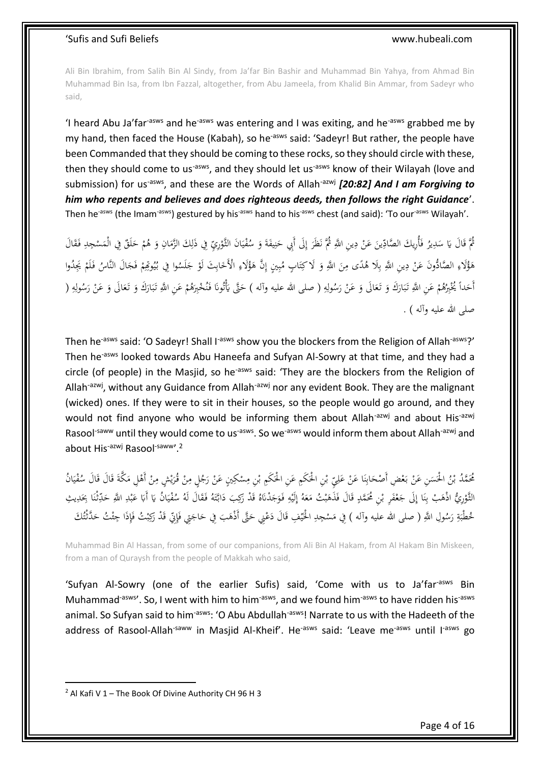Ali Bin Ibrahim, from Salih Bin Al Sindy, from Ja'far Bin Bashir and Muhammad Bin Yahya, from Ahmad Bin Muhammad Bin Isa, from Ibn Fazzal, altogether, from Abu Jameela, from Khalid Bin Ammar, from Sadeyr who said,

'I heard Abu Ja'far-asws and he-asws was entering and I was exiting, and he-asws grabbed me by my hand, then faced the House (Kabah), so he-asws said: 'Sadeyr! But rather, the people have been Commanded that they should be coming to these rocks, so they should circle with these, then they should come to us-asws, and they should let us-asws know of their Wilayah (love and submission) for us-asws, and these are the Words of Allah-azwj ***[20:82] And I am Forgiving to him who repents and believes and does righteous deeds, then follows the right Guidance***'. Then he-asws (the Imam-asws) gestured by his-asws hand to his-asws chest (and said): 'To our-asws Wilayah'.

ثُمَّ قَالَ يَا سَدِيرُ فَأُرِيكَ الصَّادِّينَ عَنْ دِينِ اللَّهِ ثُمَّ نَظَرَ إِلَى أَبِي حَنِيفَةَ وَ سُفْيَانَ الثَّوْرِيِّ فِي ذَلِكَ الزَّمَانِ وَ هُمْ حَلَقٌ فِي الْمَسْجِدِ فَقَالَ هَؤُلَاءِ الصَّادُّونَ عَنْ دِينِ اللَّهِ بِلَا هُدًى مِنَ اللَّهِ وَ لَا كِتَابٍ مُبِينٍ إِنَّ هَؤُلَاءِ الْأَخَابِثَ لَوْ جَلَسُوا فِي بُيُوتِهِمْ فَجَالَ النَّاسُ فَلَمْ يَجِدُوا أَحَداً يُخْبِرُهُمْ عَنِ اللَّهِ تَبَارَكَ وَ تَعَالَى وَ عَنْ رَسُولِهِ ( صلى الله عليه وآله ) حَتَّى يَأْتُونَا فَنُخْبِرَهُمْ عَنِ اللَّهِ تَبَارَكَ وَ تَعَالَى وَ عَنْ رَسُولِهِ ( صلى الله عليه وآله ) .

Then he-asws said: 'O Sadeyr! Shall I-asws show you the blockers from the Religion of Allah-asws?' Then he-asws looked towards Abu Haneefa and Sufyan Al-Sowry at that time, and they had a circle (of people) in the Masjid, so he-asws said: 'They are the blockers from the Religion of Allah-azwj, without any Guidance from Allah-azwj nor any evident Book. They are the malignant (wicked) ones. If they were to sit in their houses, so the people would go around, and they would not find anyone who would be informing them about Allah-azwj and about His-azwj Rasool-saww until they would come to us-asws. So we-asws would inform them about Allah-azwj and about His-azwj Rasool-saww'.[2]

مُحَمَّدُ بْنُ الْحَسَنِ عَنْ بَعْضِ أَصْحَابِنَا عَنْ عَلِيِّ بْنِ الْحَكَمِ عَنِ الْحَكَمِ بْنِ مِسْكِينٍ عَنْ رَجُلٍ مِنْ قُرَيْشٍ مِنْ أَهْلِ مَكَّةَ قَالَ قَالَ سُفْيَانُ الثَّوْرِيُّ اذْهَبْ بِنَا إِلَى جَعْفَرِ بْنِ مُحَمَّدٍ قَالَ فَذَهَبْتُ مَعَهُ إِلَيْهِ فَوَجَدْنَاهُ قَدْ رَكِبَ دَابَّتَهُ فَقَالَ لَهُ سُفْيَانُ يَا أَبَا عَبْدِ اللَّهِ حَدِّثْنَا بِحَدِيثِ خُطْبَةِ رَسُولِ اللَّهِ ( صلى الله عليه وآله ) فِي مَسْجِدِ الْخَيْفِ قَالَ دَعْنِي حَتَّى أَذْهَبَ فِي حَاجَتِي فَإِنِّي قَدْ رَكِبْتُ فَإِذَا جِئْتُ حَدَّثْتُكَ

Muhammad Bin Al Hassan, from some of our companions, from Ali Bin Al Hakam, from Al Hakam Bin Miskeen, from a man of Quraysh from the people of Makkah who said,

'Sufyan Al-Sowry (one of the earlier Sufis) said, 'Come with us to Ja'far-asws Bin Muhammad-asws'. So, I went with him to him-asws, and we found him-asws to have ridden his-asws animal. So Sufyan said to him-asws: 'O Abu Abdullah-asws! Narrate to us with the Hadeeth of the address of Rasool-Allah-saww in Masjid Al-Kheif'. He-asws said: 'Leave me-asws until I-asws go

[2] Al Kafi V 1 – The Book Of Divine Authority CH 96 H 3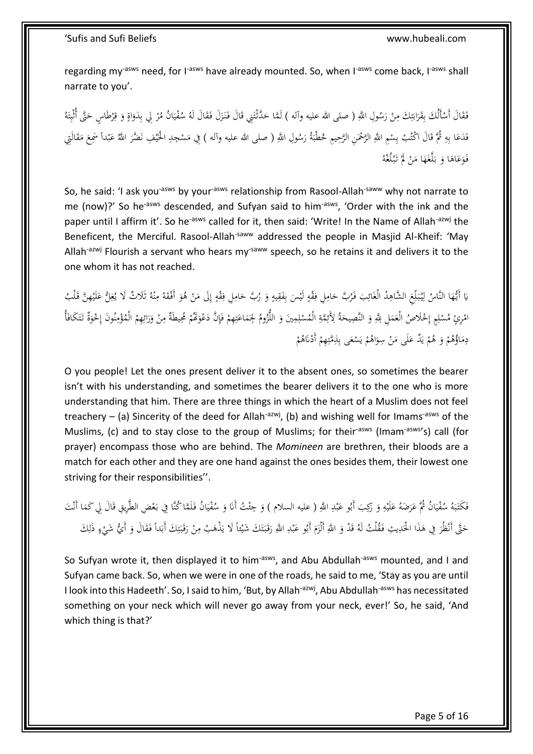regarding my-asws need, for I-asws have already mounted. So, when I-asws come back, I-asws shall narrate to you'.

فَقَالَ أَسْأَلُكَ بِقَرَابَتِكَ مِنْ رَسُولِ اللَّهِ ( صلى الله عليه وآله ) لَمَّا حَدَّثْتَنِي قَالَ فَنَزَلَ فَقَالَ لَهُ سُفْيَانُ مُرْ لِي بِدَوَاةٍ وَ قِرْطَاسٍ حَتَّى أُثْبِتَهُ فَدَعَا بِهِ ثُمَّ قَالَ اكْتُبْ بِسْمِ اللَّهِ الرَّحْمَنِ الرَّحِيمِ خُطْبَةُ رَسُولِ اللَّهِ ( صلى الله عليه وآله ) فِي مَسْجِدِ الْخَيْفِ نَضَّرَ اللَّهُ عَبْداً سَمِعَ مَقَالَتِي فَوَعَاهَا وَ بَلَّغَهَا مَنْ لَمْ تَبْلُغْهُ

So, he said: 'I ask you-asws by your-asws relationship from Rasool-Allah-saww why not narrate to me (now)?' So he-asws descended, and Sufyan said to him-asws, 'Order with the ink and the paper until I affirm it'. So he-asws called for it, then said: 'Write! In the Name of Allah-azwj the Beneficent, the Merciful. Rasool-Allah-saww addressed the people in Masjid Al-Kheif: 'May Allah-azwj Flourish a servant who hears my-saww speech, so he retains it and delivers it to the one whom it has not reached.

يَا أَيُّهَا النَّاسُ لِيُبَلِّغِ الشَّاهِدُ الْغَائِبَ فَرُبَّ حَامِلِ فِقْهٍ لَيْسَ بِفَقِيهٍ وَ رُبَّ حَامِلِ فِقْهٍ إِلَى مَنْ هُوَ أَفْقَهُ مِنْهُ ثَلَاثٌ لَا يُغِلُّ عَلَيْهِنَّ قَلْبُ امْرِئٍ مُسْلِمٍ إِخْلَاصُ الْعَمَلِ لِلَّهِ وَ النَّصِيحَةُ لِأَئِمَّةِ الْمُسْلِمِينَ وَ اللُّزُومُ لِجَمَاعَتِهِمْ فَإِنَّ دَعْوَتَهُمْ مُحِيطَةٌ مِنْ وَرَائِهِمْ الْمُؤْمِنُونَ إِخْوَةٌ تَتَكَافَأُ دِمَاؤُهُمْ وَ هُمْ يَدٌ عَلَى مَنْ سِوَاهُمْ يَسْعَى بِذِمَّتِهِمْ أَدْنَاهُمْ

O you people! Let the ones present deliver it to the absent ones, so sometimes the bearer isn't with his understanding, and sometimes the bearer delivers it to the one who is more understanding that him. There are three things in which the heart of a Muslim does not feel treachery – (a) Sincerity of the deed for Allah-azwj, (b) and wishing well for Imams-asws of the Muslims, (c) and to stay close to the group of Muslims; for their-asws (Imam-asws's) call (for prayer) encompass those who are behind. The *Momineen* are brethren, their bloods are a match for each other and they are one hand against the ones besides them, their lowest one striving for their responsibilities''.

فَكَتَبَهُ سُفْيَانُ ثُمَّ عَرَضَهُ عَلَيْهِ وَ رَكِبَ أَبُو عَبْدِ اللَّهِ ( عليه السلام ) وَ جِئْتُ أَنَا وَ سُفْيَانُ فَلَمَّا كُنَّا فِي بَعْضِ الطَّرِيقِ قَالَ لِي كَمَا أَنْتَ حَتَّى أَنْظُرَ فِي هَذَا الْحَدِيثِ فَقُلْتُ لَهُ قَدْ وَ اللَّهِ أَلْزَمَ أَبُو عَبْدِ اللَّهِ رَقَبَتَكَ شَيْئاً لَا يَذْهَبُ مِنْ رَقَبَتِكَ أَبَداً فَقَالَ وَ أَيُّ شَيْءٍ ذَلِكَ

So Sufyan wrote it, then displayed it to him-asws, and Abu Abdullah-asws mounted, and I and Sufyan came back. So, when we were in one of the roads, he said to me, 'Stay as you are until I look into this Hadeeth'. So, I said to him, 'But, by Allah-azwj, Abu Abdullah-asws has necessitated something on your neck which will never go away from your neck, ever!' So, he said, 'And which thing is that?'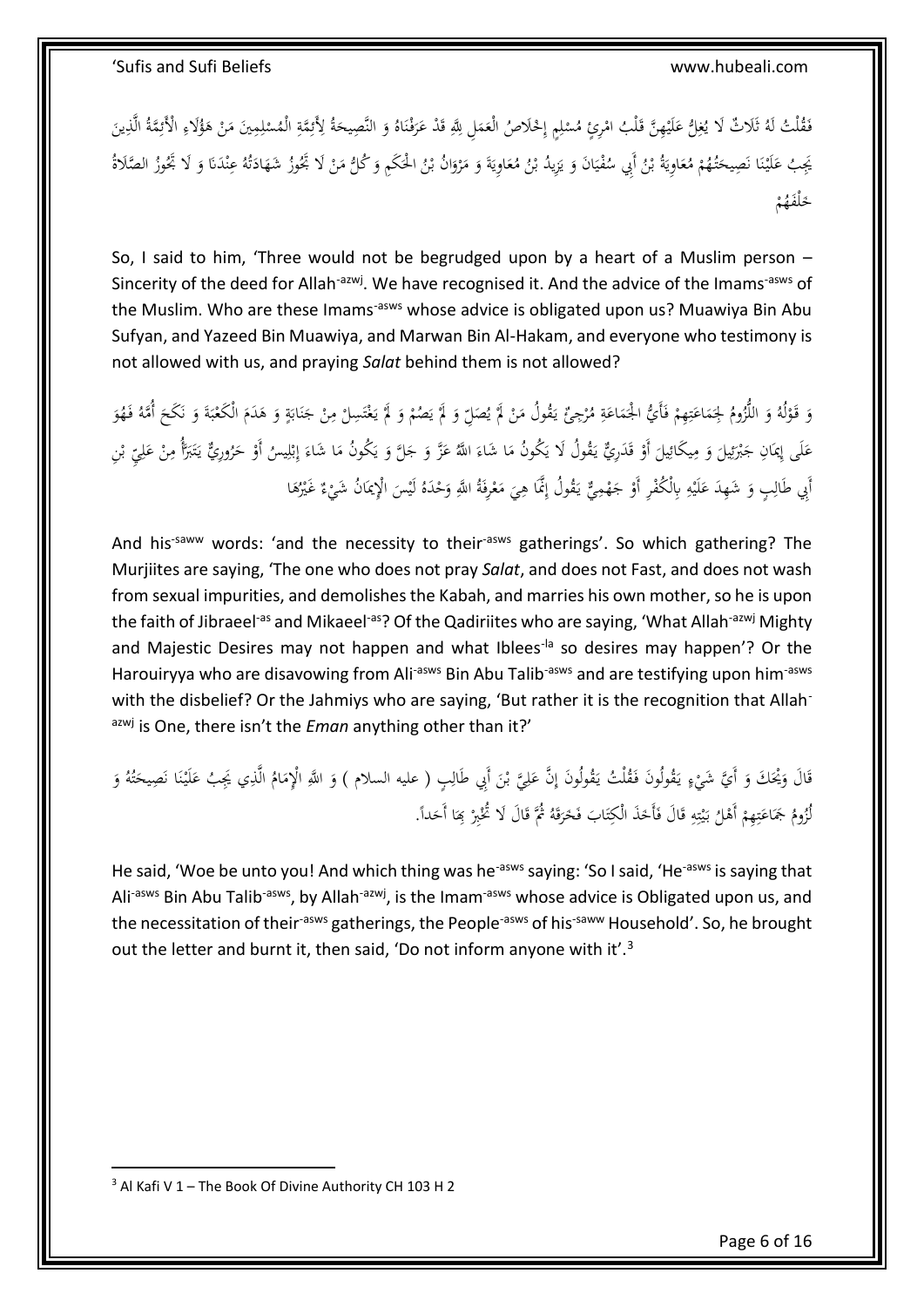فَقُلْتُ لَهُ ثَلَاثٌ لَا يُغِلُّ عَلَيْهِنَّ قَلْبُ امْرِئٍ مُسْلِمٍ إِخْلَاصُ الْعَمَلِ لِلَّهِ قَدْ عَرَفْنَاهُ وَ النَّصِيحَةُ لِأَئِمَّةِ الْمُسْلِمِينَ مَنْ هَؤُلَاءِ الْأَئِمَّةُ الَّذِينَ يَجِبُ عَلَيْنَا نَصِيحَتُهُمْ مُعَاوِيَةُ بْنُ أَبِي سُفْيَانَ وَ يَزِيدُ بْنُ مُعَاوِيَةَ وَ مَرْوَانُ بْنُ الْحَكَمِ وَ كُلُّ مَنْ لَا تَجُوزُ شَهَادَتُهُ عِنْدَنَا وَ لَا تَجُوزُ الصَّلَاةُ خَلْفَهُمْ

So, I said to him, 'Three would not be begrudged upon by a heart of a Muslim person – Sincerity of the deed for Allah-azwj. We have recognised it. And the advice of the Imams-asws of the Muslim. Who are these Imams-asws whose advice is obligated upon us? Muawiya Bin Abu Sufyan, and Yazeed Bin Muawiya, and Marwan Bin Al-Hakam, and everyone who testimony is not allowed with us, and praying *Salat* behind them is not allowed?

وَ قَوْلُهُ وَ اللُّزُومُ لِجَمَاعَتِهِمْ فَأَيُّ الْجَمَاعَةِ مُرْجِئٌ يَقُولُ مَنْ لَمْ يُصَلِّ وَ لَمْ يَصُمْ وَ لَمْ يَغْتَسِلْ مِنْ جَنَابَةٍ وَ هَدَمَ الْكَعْبَةَ وَ نَكَحَ أُمَّهُ فَهُوَ عَلَى إِيمَانِ جَبْرَئِيلَ وَ مِيكَائِيلَ أَوْ قَدَرِيٌّ يَقُولُ لَا يَكُونُ مَا شَاءَ اللَّهُ عَزَّ وَ جَلَّ وَ يَكُونُ مَا شَاءَ إِبْلِيسُ أَوْ حَرُورِيٌّ يَتَبَرَّأُ مِنْ عَلِيِّ بْنِ أَبِي طَالِبٍ وَ شَهِدَ عَلَيْهِ بِالْكُفْرِ أَوْ جَهْمِيٌّ يَقُولُ إِنَّمَا هِيَ مَعْرِفَةُ اللَّهِ وَحْدَهُ لَيْسَ الْإِيمَانُ شَيْءٌ غَيْرُهَا

And his-saww words: 'and the necessity to their-asws gatherings'. So which gathering? The Murjiites are saying, 'The one who does not pray *Salat*, and does not Fast, and does not wash from sexual impurities, and demolishes the Kabah, and marries his own mother, so he is upon the faith of Jibraeel-as and Mikaeel-as? Of the Qadiriites who are saying, 'What Allah-azwj Mighty and Majestic Desires may not happen and what Iblees-la so desires may happen'? Or the Harouiryya who are disavowing from Ali-asws Bin Abu Talib-asws and are testifying upon him-asws with the disbelief? Or the Jahmiys who are saying, 'But rather it is the recognition that Allah-azwj is One, there isn't the *Eman* anything other than it?'

قَالَ وَيْحَكَ وَ أَيَّ شَيْءٍ يَقُولُونَ فَقُلْتُ يَقُولُونَ إِنَّ عَلِيَّ بْنَ أَبِي طَالِبٍ ( عليه السلام ) وَ اللَّهِ الْإِمَامُ الَّذِي يَجِبُ عَلَيْنَا نَصِيحَتُهُ وَ لُزُومُ جَمَاعَتِهِمْ أَهْلُ بَيْتِهِ قَالَ فَأَخَذَ الْكِتَابَ فَخَرَقَهُ ثُمَّ قَالَ لَا تُخْبِرْ بِهَا أَحَداً.

He said, 'Woe be unto you! And which thing was he-asws saying: 'So I said, 'He-asws is saying that Ali-asws Bin Abu Talib-asws, by Allah-azwj, is the Imam-asws whose advice is Obligated upon us, and the necessitation of their-asws gatherings, the People-asws of his-saww Household'. So, he brought out the letter and burnt it, then said, 'Do not inform anyone with it'.[3]

---

[3] Al Kafi V 1 – The Book Of Divine Authority CH 103 H 2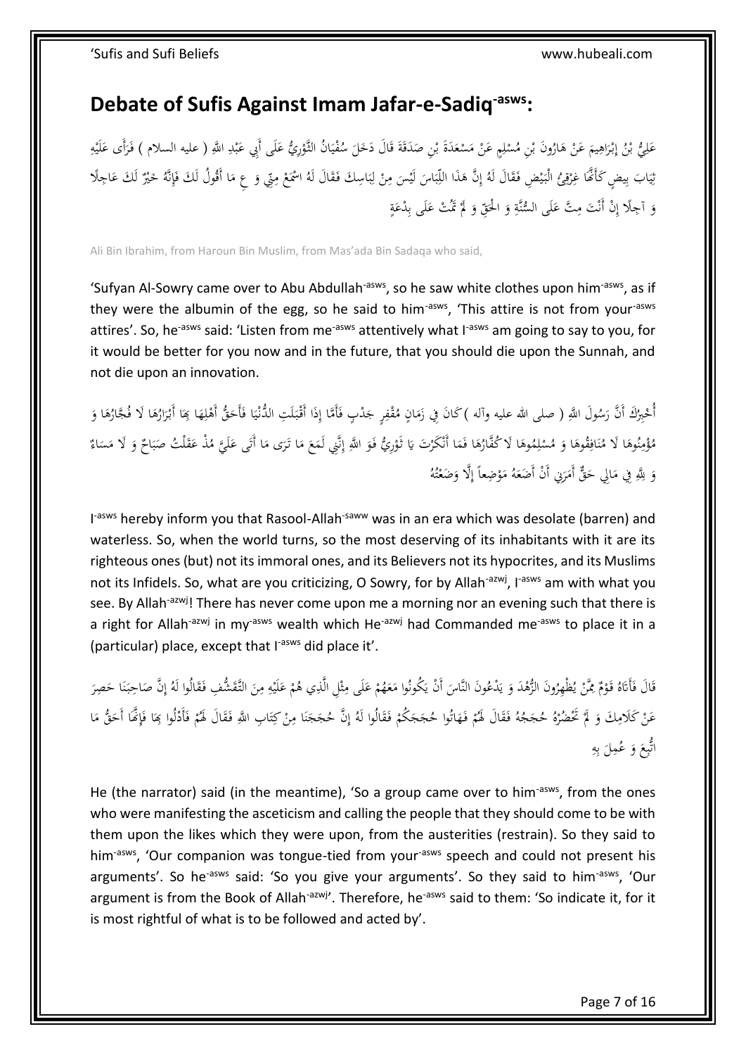## Debate of Sufis Against Imam Jafar-e-Sadiq-asws:

عَلِيُّ بْنُ إِبْرَاهِيمَ عَنْ هَارُونَ بْنِ مُسْلِمٍ عَنْ مَسْعَدَةَ بْنِ صَدَقَةَ قَالَ دَخَلَ سُفْيَانُ الثَّوْرِيُّ عَلَى أَبِي عَبْدِ اللَّهِ ( عليه السلام ) فَرَأَى عَلَيْهِ ثِيَابَ بِيضٍ كَأَنَّهَا غِرْقِئُ الْبَيْضِ فَقَالَ لَهُ إِنَّ هَذَا اللِّبَاسَ لَيْسَ مِنْ لِبَاسِكَ فَقَالَ لَهُ اسْمَعْ مِنِّي وَ عِ مَا أَقُولُ لَكَ فَإِنَّهُ خَيْرٌ لَكَ عَاجِلًا وَ آجِلًا إِنْ أَنْتَ مِتَّ عَلَى السُّنَّةِ وَ الْحَقِّ وَ لَمْ تَمُتْ عَلَى بِدْعَةٍ

Ali Bin Ibrahim, from Haroun Bin Muslim, from Mas'ada Bin Sadaqa who said,

'Sufyan Al-Sowry came over to Abu Abdullah-asws, so he saw white clothes upon him-asws, as if they were the albumin of the egg, so he said to him-asws, 'This attire is not from your-asws attires'. So, he-asws said: 'Listen from me-asws attentively what I-asws am going to say to you, for it would be better for you now and in the future, that you should die upon the Sunnah, and not die upon an innovation.

أُخْبِرُكَ أَنَّ رَسُولَ اللَّهِ ( صلى الله عليه وآله ) كَانَ فِي زَمَانٍ مُقْفِرٍ جَدْبٍ فَأَمَّا إِذَا أَقْبَلَتِ الدُّنْيَا فَأَحَقُّ أَهْلِهَا بِهَا أَبْرَارُهَا لَا فُجَّارُهَا وَ مُؤْمِنُوهَا لَا مُنَافِقُوهَا وَ مُسْلِمُوهَا لَا كُفَّارُهَا فَمَا أَنْكَرْتَ يَا ثَوْرِيُّ فَوَ اللَّهِ إِنَّنِي لَمَعَ مَا تَرَى مَا أَتَى عَلَيَّ مُذْ عَقَلْتُ صَبَاحٌ وَ لَا مَسَاءٌ وَ لِلَّهِ فِي مَالِي حَقٌّ أَمَرَنِي أَنْ أَضَعَهُ مَوْضِعاً إِلَّا وَضَعْتُهُ

I-asws hereby inform you that Rasool-Allah-saww was in an era which was desolate (barren) and waterless. So, when the world turns, so the most deserving of its inhabitants with it are its righteous ones (but) not its immoral ones, and its Believers not its hypocrites, and its Muslims not its Infidels. So, what are you criticizing, O Sowry, for by Allah-azwj, I-asws am with what you see. By Allah-azwj! There has never come upon me a morning nor an evening such that there is a right for Allah-azwj in my-asws wealth which He-azwj had Commanded me-asws to place it in a (particular) place, except that I-asws did place it'.

قَالَ فَأَتَاهُ قَوْمٌ مِمَّنْ يُظْهِرُونَ الزُّهْدَ وَ يَدْعُونَ النَّاسَ أَنْ يَكُونُوا مَعَهُمْ عَلَى مِثْلِ الَّذِي هُمْ عَلَيْهِ مِنَ التَّقَشُّفِ فَقَالُوا لَهُ إِنَّ صَاحِبَنَا حَصِرَ عَنْ كَلَامِكَ وَ لَمْ تَحْضُرْهُ حُجَجُهُ فَقَالَ لَهُمْ فَهَاتُوا حُجَجَكُمْ فَقَالُوا لَهُ إِنَّ حُجَجَنَا مِنْ كِتَابِ اللَّهِ فَقَالَ لَهُمْ فَأَدْلُوا بِهَا فَإِنَّهَا أَحَقُّ مَا اتُّبِعَ وَ عُمِلَ بِهِ

He (the narrator) said (in the meantime), 'So a group came over to him-asws, from the ones who were manifesting the asceticism and calling the people that they should come to be with them upon the likes which they were upon, from the austerities (restrain). So they said to him-asws, 'Our companion was tongue-tied from your-asws speech and could not present his arguments'. So he-asws said: 'So you give your arguments'. So they said to him-asws, 'Our argument is from the Book of Allah-azwj'. Therefore, he-asws said to them: 'So indicate it, for it is most rightful of what is to be followed and acted by'.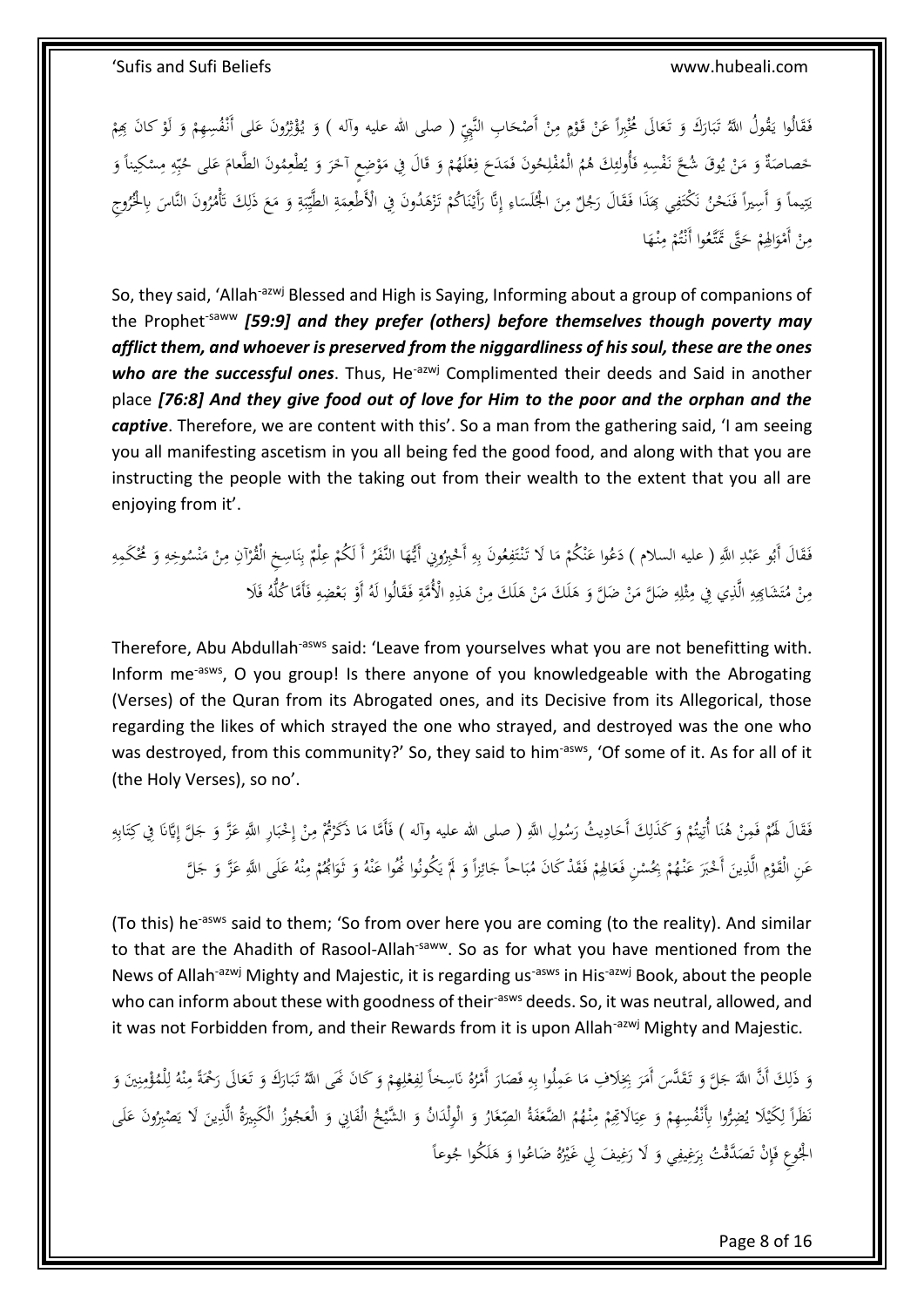فَقَالُوا يَقُولُ اللَّهُ تَبَارَكَ وَ تَعَالَى مُخْبِراً عَنْ قَوْمٍ مِنْ أَصْحَابِ النَّبِيِّ ( صلى الله عليه وآله ) وَ يُؤْثِرُونَ عَلى‏ أَنْفُسِهِمْ وَ لَوْ كانَ بِهِمْ خَصاصَةٌ وَ مَنْ يُوقَ شُحَّ نَفْسِهِ فَأُولئِكَ هُمُ الْمُفْلِحُونَ فَمَدَحَ فِعْلَهُمْ وَ قَالَ فِي مَوْضِعٍ آخَرَ وَ يُطْعِمُونَ الطَّعامَ عَلى‏ حُبِّهِ مِسْكِيناً وَ يَتِيماً وَ أَسِيراً فَنَحْنُ نَكْتَفِي بِهَذَا فَقَالَ رَجُلٌ مِنَ الْجُلَسَاءِ إِنَّا رَأَيْنَاكُمْ تَزْهَدُونَ فِي الْأَطْعِمَةِ الطَّيِّبَةِ وَ مَعَ ذَلِكَ تَأْمُرُونَ النَّاسَ بِالْخُرُوجِ مِنْ أَمْوَالِهِمْ حَتَّى تَمَتَّعُوا أَنْتُمْ مِنْهَا

So, they said, 'Allah-azwj Blessed and High is Saying, Informing about a group of companions of the Prophet-saww ***[59:9] and they prefer (others) before themselves though poverty may afflict them, and whoever is preserved from the niggardliness of his soul, these are the ones who are the successful ones***. Thus, He-azwj Complimented their deeds and Said in another place ***[76:8] And they give food out of love for Him to the poor and the orphan and the captive***. Therefore, we are content with this'. So a man from the gathering said, 'I am seeing you all manifesting ascetism in you all being fed the good food, and along with that you are instructing the people with the taking out from their wealth to the extent that you all are enjoying from it'.

فَقَالَ أَبُو عَبْدِ اللَّهِ ( عليه السلام ) دَعُوا عَنْكُمْ مَا لَا تَنْتَفِعُونَ بِهِ أَخْبِرُونِي أَيُّهَا النَّفَرُ أَ لَكُمْ عِلْمٌ بِنَاسِخِ الْقُرْآنِ مِنْ مَنْسُوخِهِ وَ مُحْكَمِهِ مِنْ مُتَشَابِهِهِ الَّذِي فِي مِثْلِهِ ضَلَّ مَنْ ضَلَّ وَ هَلَكَ مَنْ هَلَكَ مِنْ هَذِهِ الْأُمَّةِ فَقَالُوا لَهُ أَوْ بَعْضِهِ فَأَمَّا كُلُّهُ فَلَا

Therefore, Abu Abdullah-asws said: 'Leave from yourselves what you are not benefitting with. Inform me-asws, O you group! Is there anyone of you knowledgeable with the Abrogating (Verses) of the Quran from its Abrogated ones, and its Decisive from its Allegorical, those regarding the likes of which strayed the one who strayed, and destroyed was the one who was destroyed, from this community?' So, they said to him-asws, 'Of some of it. As for all of it (the Holy Verses), so no'.

فَقَالَ لَهُمْ فَمِنْ هُنَا أُتِيتُمْ وَ كَذَلِكَ أَحَادِيثُ رَسُولِ اللَّهِ ( صلى الله عليه وآله ) فَأَمَّا مَا ذَكَرْتُمْ مِنْ إِخْبَارِ اللَّهِ عَزَّ وَ جَلَّ إِيَّانَا فِي كِتَابِهِ عَنِ الْقَوْمِ الَّذِينَ أَخْبَرَ عَنْهُمْ بِحُسْنِ فَعَالِهِمْ فَقَدْ كَانَ مُبَاحاً جَائِزاً وَ لَمْ يَكُونُوا نُهُوا عَنْهُ وَ ثَوَابُهُمْ مِنْهُ عَلَى اللَّهِ عَزَّ وَ جَلَّ

(To this) he-asws said to them; 'So from over here you are coming (to the reality). And similar to that are the Ahadith of Rasool-Allah-saww. So as for what you have mentioned from the News of Allah-azwj Mighty and Majestic, it is regarding us-asws in His-azwj Book, about the people who can inform about these with goodness of their-asws deeds. So, it was neutral, allowed, and it was not Forbidden from, and their Rewards from it is upon Allah-azwj Mighty and Majestic.

وَ ذَلِكَ أَنَّ اللَّهَ جَلَّ وَ تَقَدَّسَ أَمَرَ بِخِلَافِ مَا عَمِلُوا بِهِ فَصَارَ أَمْرُهُ نَاسِخاً لِفِعْلِهِمْ وَ كَانَ نَهَى اللَّهُ تَبَارَكَ وَ تَعَالَى رَحْمَةً مِنْهُ لِلْمُؤْمِنِينَ وَ نَظَراً لِكَيْلَا يُضِرُّوا بِأَنْفُسِهِمْ وَ عِيَالَاتِهِمْ مِنْهُمُ الضَّعَفَةُ الصِّغَارُ وَ الْوِلْدَانُ وَ الشَّيْخُ الْفَانِي وَ الْعَجُوزُ الْكَبِيرَةُ الَّذِينَ لَا يَصْبِرُونَ عَلَى الْجُوعِ فَإِنْ تَصَدَّقْتُ بِرَغِيفِي وَ لَا رَغِيفَ لِي غَيْرُهُ ضَاعُوا وَ هَلَكُوا جُوعاً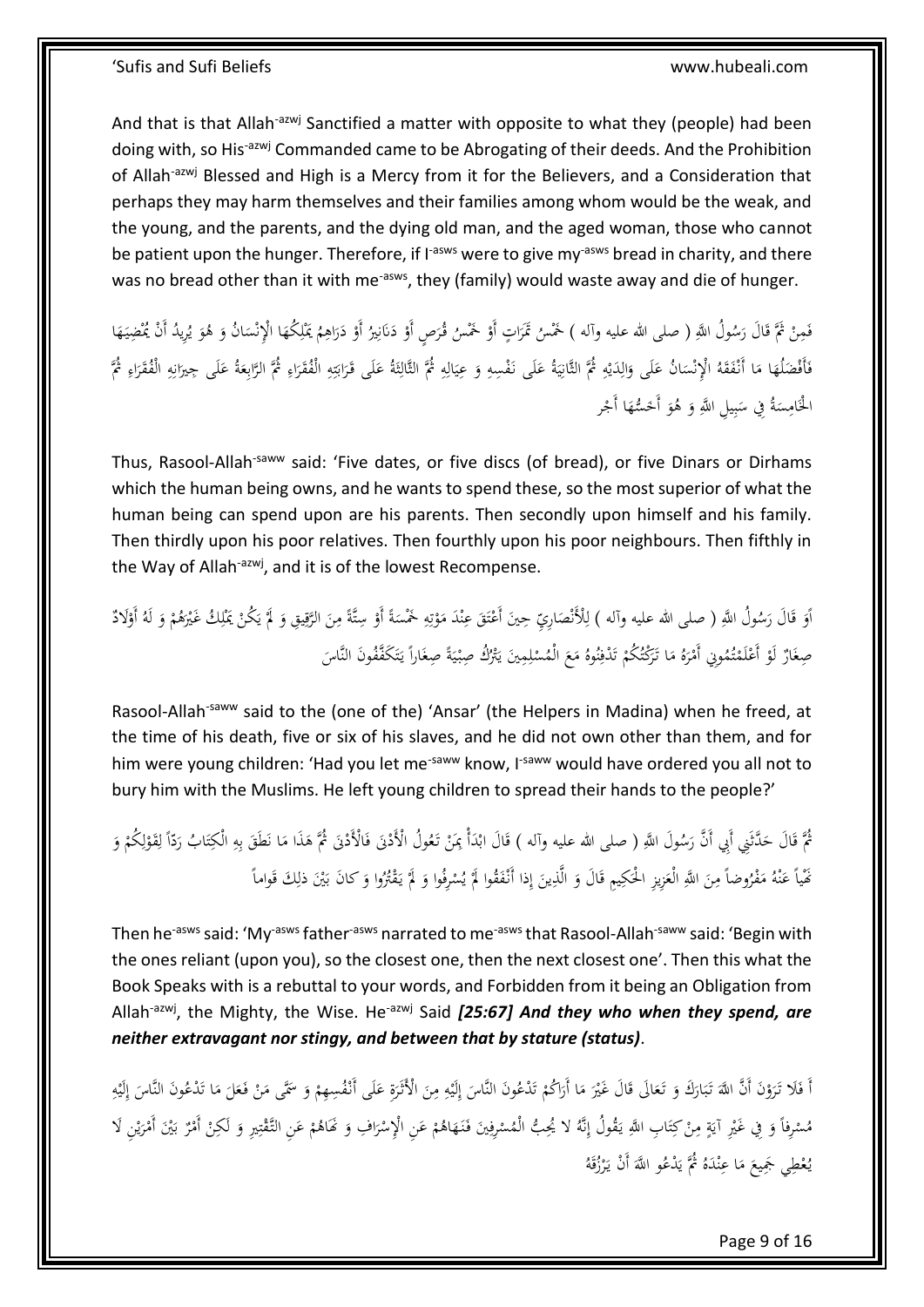And that is that Allah-azwj Sanctified a matter with opposite to what they (people) had been doing with, so His-azwj Commanded came to be Abrogating of their deeds. And the Prohibition of Allah-azwj Blessed and High is a Mercy from it for the Believers, and a Consideration that perhaps they may harm themselves and their families among whom would be the weak, and the young, and the parents, and the dying old man, and the aged woman, those who cannot be patient upon the hunger. Therefore, if I-asws were to give my-asws bread in charity, and there was no bread other than it with me-asws, they (family) would waste away and die of hunger.

فَمِنْ ثَمَّ قَالَ رَسُولُ اللَّهِ ( صلى الله عليه وآله ) خَمْسُ تَمَرَاتٍ أَوْ خَمْسُ قُرَصٍ أَوْ دَنَانِيرُ أَوْ دَرَاهِمُ يَمْلِكُهَا الْإِنْسَانُ وَ هُوَ يُرِيدُ أَنْ يُمْضِيَهَا فَأَفْضَلُهَا مَا أَنْفَقَهُ الْإِنْسَانُ عَلَى وَالِدَيْهِ ثُمَّ الثَّانِيَةُ عَلَى نَفْسِهِ وَ عِيَالِهِ ثُمَّ الثَّالِثَةُ عَلَى قَرَابَتِهِ الْفُقَرَاءِ ثُمَّ الرَّابِعَةُ عَلَى جِيرَانِهِ الْفُقَرَاءِ ثُمَّ الْخَامِسَةُ فِي سَبِيلِ اللَّهِ وَ هُوَ أَخَسُّهَا أَجْر

Thus, Rasool-Allah-saww said: 'Five dates, or five discs (of bread), or five Dinars or Dirhams which the human being owns, and he wants to spend these, so the most superior of what the human being can spend upon are his parents. Then secondly upon himself and his family. Then thirdly upon his poor relatives. Then fourthly upon his poor neighbours. Then fifthly in the Way of Allah-azwj, and it is of the lowest Recompense.

اَوَ قَالَ رَسُولُ اللَّهِ ( صلى الله عليه وآله ) لِلْأَنْصَارِيِّ حِينَ أَعْتَقَ عِنْدَ مَوْتِهِ خَمْسَةً أَوْ سِتَّةً مِنَ الرَّقِيقِ وَ لَمْ يَكُنْ يَمْلِكُ غَيْرَهُمْ وَ لَهُ أَوْلَادٌ صِغَارٌ لَوْ أَعْلَمْتُمُونِي أَمْرَهُ مَا تَرَكْتُكُمْ تَدْفِنُوهُ مَعَ الْمُسْلِمِينَ يَتْرُكُ صِبْيَةً صِغَاراً يَتَكَفَّفُونَ النَّاسَ

Rasool-Allah-saww said to the (one of the) 'Ansar' (the Helpers in Madina) when he freed, at the time of his death, five or six of his slaves, and he did not own other than them, and for him were young children: 'Had you let me-saww know, I-saww would have ordered you all not to bury him with the Muslims. He left young children to spread their hands to the people?'

ثُمَّ قَالَ حَدَّثَنِي أَبِي أَنَّ رَسُولَ اللَّهِ ( صلى الله عليه وآله ) قَالَ ابْدَأْ بِمَنْ تَعُولُ الْأَدْنَى فَالْأَدْنَى ثُمَّ هَذَا مَا نَطَقَ بِهِ الْكِتَابُ رَدّاً لِقَوْلِكُمْ وَ نَهْياً عَنْهُ مَفْرُوضاً مِنَ اللَّهِ الْعَزِيزِ الْحَكِيمِ قَالَ وَ الَّذِينَ إِذا أَنْفَقُوا لَمْ يُسْرِفُوا وَ لَمْ يَقْتُرُوا وَ كانَ بَيْنَ ذلِكَ قَواماً

Then he-asws said: 'My-asws father-asws narrated to me-asws that Rasool-Allah-saww said: 'Begin with the ones reliant (upon you), so the closest one, then the next closest one'. Then this what the Book Speaks with is a rebuttal to your words, and Forbidden from it being an Obligation from Allah-azwj, the Mighty, the Wise. He-azwj Said ***[25:67] And they who when they spend, are neither extravagant nor stingy, and between that by stature (status)***.

أَ فَلَا تَرَوْنَ أَنَّ اللَّهَ تَبَارَكَ وَ تَعَالَى قَالَ غَيْرَ مَا أَرَاكُمْ تَدْعُونَ النَّاسَ إِلَيْهِ مِنَ الْأَثَرَةِ عَلَى أَنْفُسِهِمْ وَ سَمَّى مَنْ فَعَلَ مَا تَدْعُونَ النَّاسَ إِلَيْهِ مُسْرِفاً وَ فِي غَيْرِ آيَةٍ مِنْ كِتَابِ اللَّهِ يَقُولُ إِنَّهُ لا يُحِبُّ الْمُسْرِفِينَ فَنَهَاهُمْ عَنِ الْإِسْرَافِ وَ نَهَاهُمْ عَنِ التَّقْتِيرِ وَ لَكِنْ أَمْرٌ بَيْنَ أَمْرَيْنِ لَا يُعْطِي جَمِيعَ مَا عِنْدَهُ ثُمَّ يَدْعُو اللَّهَ أَنْ يَرْزُقَهُ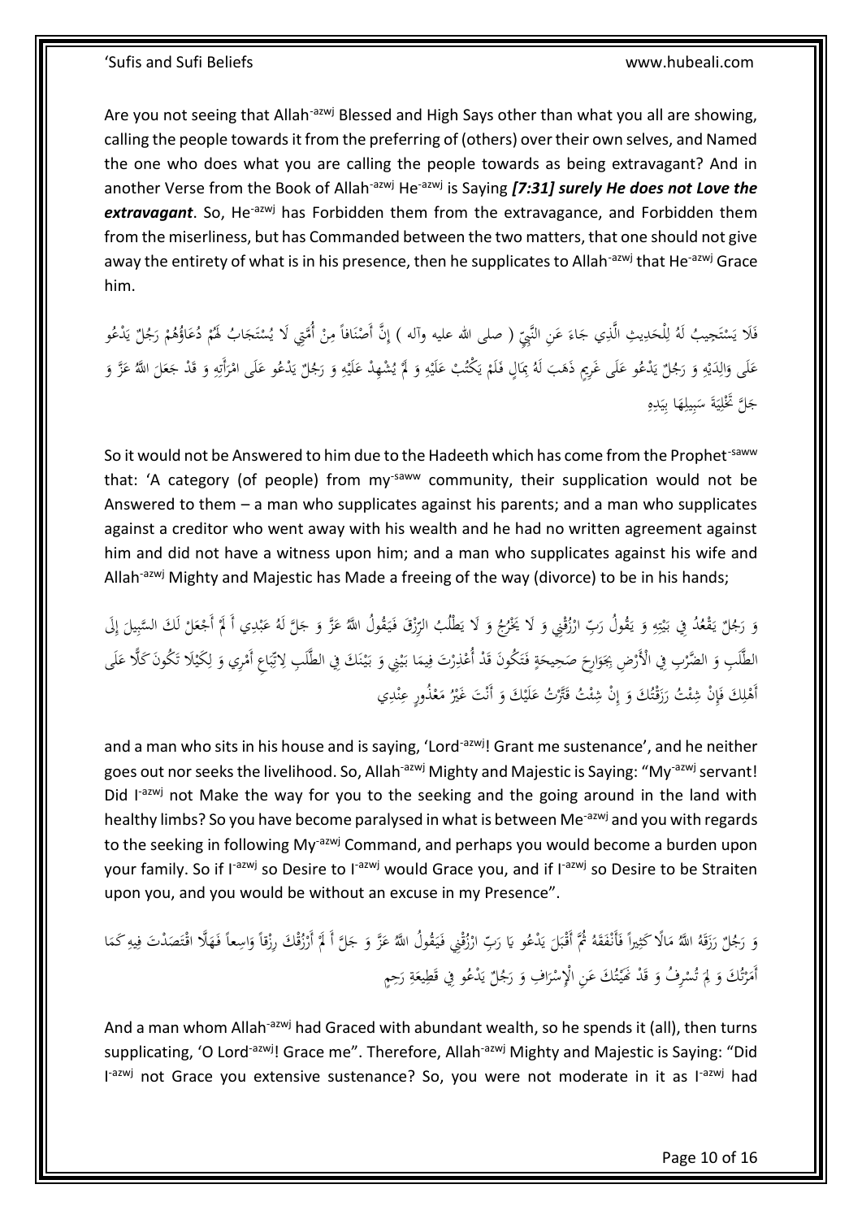Are you not seeing that Allah-azwj Blessed and High Says other than what you all are showing, calling the people towards it from the preferring of (others) over their own selves, and Named the one who does what you are calling the people towards as being extravagant? And in another Verse from the Book of Allah-azwj He-azwj is Saying ***[7:31] surely He does not Love the extravagant***. So, He-azwj has Forbidden them from the extravagance, and Forbidden them from the miserliness, but has Commanded between the two matters, that one should not give away the entirety of what is in his presence, then he supplicates to Allah-azwj that He-azwj Grace him.

فَلَا يَسْتَجِيبُ لَهُ لِلْحَدِيثِ الَّذِي جَاءَ عَنِ النَّبِيِّ ( صلى الله عليه وآله ) إِنَّ أَصْنَافاً مِنْ أُمَّتِي لَا يُسْتَجَابُ لَهُمْ دُعَاؤُهُمْ رَجُلٌ يَدْعُو عَلَى وَالِدَيْهِ وَ رَجُلٌ يَدْعُو عَلَى غَرِيمٍ ذَهَبَ لَهُ بِمَالٍ فَلَمْ يَكْتُبْ عَلَيْهِ وَ لَمْ يُشْهِدْ عَلَيْهِ وَ رَجُلٌ يَدْعُو عَلَى امْرَأَتِهِ وَ قَدْ جَعَلَ اللَّهُ عَزَّ وَ جَلَّ تَخْلِيَةَ سَبِيلِهَا بِيَدِهِ

So it would not be Answered to him due to the Hadeeth which has come from the Prophet-saww that: 'A category (of people) from my-saww community, their supplication would not be Answered to them – a man who supplicates against his parents; and a man who supplicates against a creditor who went away with his wealth and he had no written agreement against him and did not have a witness upon him; and a man who supplicates against his wife and Allah-azwj Mighty and Majestic has Made a freeing of the way (divorce) to be in his hands;

وَ رَجُلٌ يَقْعُدُ فِي بَيْتِهِ وَ يَقُولُ رَبِّ ارْزُقْنِي وَ لَا يَخْرُجُ وَ لَا يَطْلُبُ الرِّزْقَ فَيَقُولُ اللَّهُ عَزَّ وَ جَلَّ لَهُ عَبْدِي أَ لَمْ أَجْعَلْ لَكَ السَّبِيلَ إِلَى الطَّلَبِ وَ الضَّرْبِ فِي الْأَرْضِ بِجَوَارِحَ صَحِيحَةٍ فَتَكُونَ قَدْ أُعْذِرْتَ فِيمَا بَيْنِي وَ بَيْنَكَ فِي الطَّلَبِ لِاتِّبَاعِ أَمْرِي وَ لِكَيْلَا تَكُونَ كَلًّا عَلَى أَهْلِكَ فَإِنْ شِئْتُ رَزَقْتُكَ وَ إِنْ شِئْتُ قَتَّرْتُ عَلَيْكَ وَ أَنْتَ غَيْرُ مَعْذُورٍ عِنْدِي

and a man who sits in his house and is saying, 'Lord-azwj! Grant me sustenance', and he neither goes out nor seeks the livelihood. So, Allah-azwj Mighty and Majestic is Saying: "My-azwj servant! Did I-azwj not Make the way for you to the seeking and the going around in the land with healthy limbs? So you have become paralysed in what is between Me-azwj and you with regards to the seeking in following My-azwj Command, and perhaps you would become a burden upon your family. So if I-azwj so Desire to I-azwj would Grace you, and if I-azwj so Desire to be Straiten upon you, and you would be without an excuse in my Presence".

وَ رَجُلٌ رَزَقَهُ اللَّهُ مَالًا كَثِيراً فَأَنْفَقَهُ ثُمَّ أَقْبَلَ يَدْعُو يَا رَبِّ ارْزُقْنِي فَيَقُولُ اللَّهُ عَزَّ وَ جَلَّ أَ لَمْ أَرْزُقْكَ رِزْقاً وَاسِعاً فَهَلَّا اقْتَصَدْتَ فِيهِ كَمَا أَمَرْتُكَ وَ لِمَ تُسْرِفُ وَ قَدْ نَهَيْتُكَ عَنِ الْإِسْرَافِ وَ رَجُلٌ يَدْعُو فِي قَطِيعَةِ رَحِمٍ

And a man whom Allah-azwj had Graced with abundant wealth, so he spends it (all), then turns supplicating, 'O Lord-azwj! Grace me". Therefore, Allah-azwj Mighty and Majestic is Saying: "Did I-azwj not Grace you extensive sustenance? So, you were not moderate in it as I-azwj had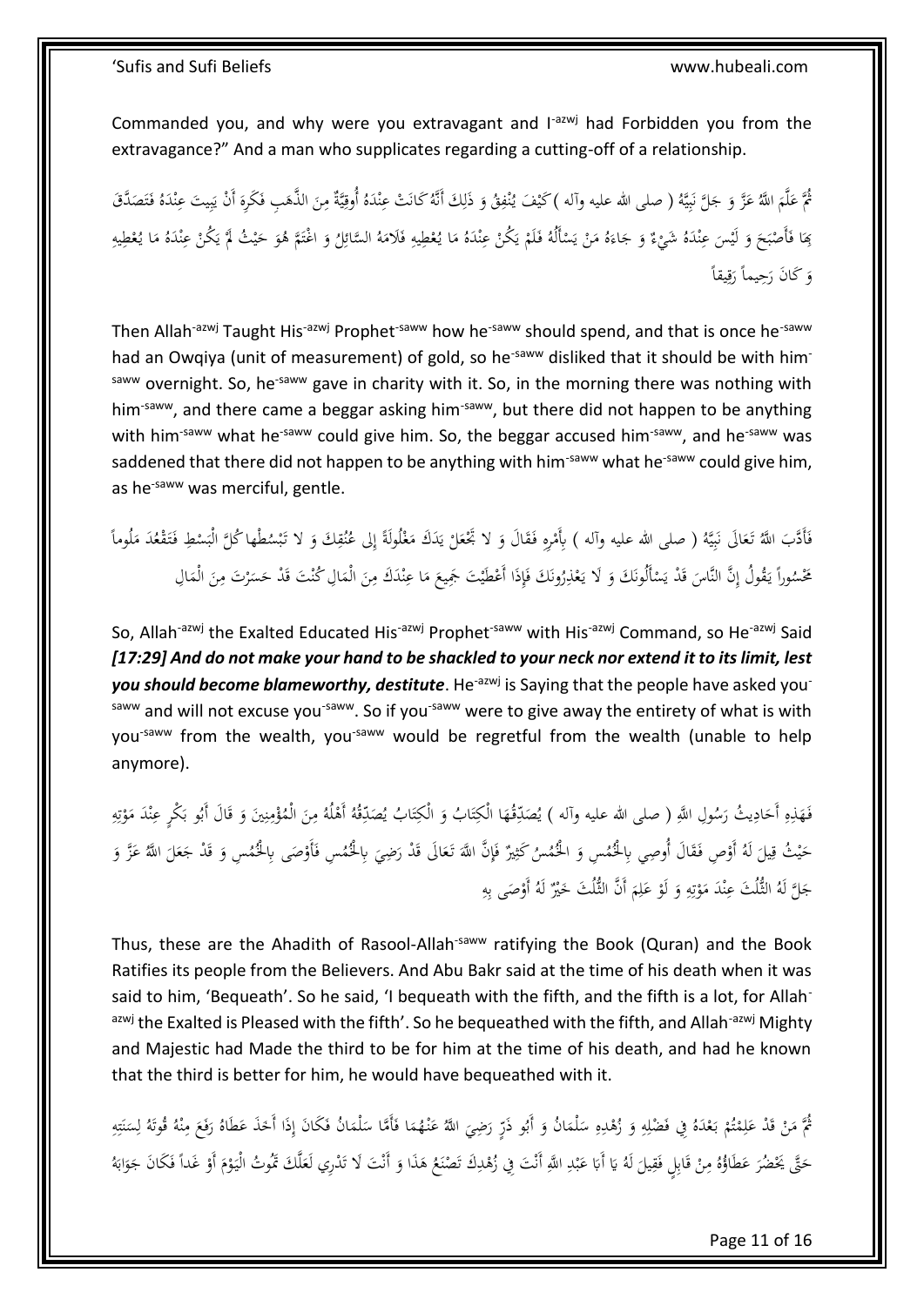Commanded you, and why were you extravagant and I-azwj had Forbidden you from the extravagance?" And a man who supplicates regarding a cutting-off of a relationship.

ثُمَّ عَلَّمَ اللَّهُ عَزَّ وَ جَلَّ نَبِيَّهُ ( صلى الله عليه وآله ) كَيْفَ يُنْفِقُ وَ ذَلِكَ أَنَّهُ كَانَتْ عِنْدَهُ أُوقِيَّةٌ مِنَ الذَّهَبِ فَكَرِهَ أَنْ يَبِيتَ عِنْدَهُ فَتَصَدَّقَ بِهَا فَأَصْبَحَ وَ لَيْسَ عِنْدَهُ شَيْءٌ وَ جَاءَهُ مَنْ يَسْأَلُهُ فَلَمْ يَكُنْ عِنْدَهُ مَا يُعْطِيهِ فَلَامَهُ السَّائِلُ وَ اغْتَمَّ هُوَ حَيْثُ لَمْ يَكُنْ عِنْدَهُ مَا يُعْطِيهِ وَ كَانَ رَحِيماً رَقِيقاً

Then Allah-azwj Taught His-azwj Prophet-saww how he-saww should spend, and that is once he-saww had an Owqiya (unit of measurement) of gold, so he-saww disliked that it should be with him-saww overnight. So, he-saww gave in charity with it. So, in the morning there was nothing with him-saww, and there came a beggar asking him-saww, but there did not happen to be anything with him-saww what he-saww could give him. So, the beggar accused him-saww, and he-saww was saddened that there did not happen to be anything with him-saww what he-saww could give him, as he-saww was merciful, gentle.

فَأَدَّبَ اللَّهُ تَعَالَى نَبِيَّهُ ( صلى الله عليه وآله ) بِأَمْرِهِ فَقَالَ وَ لا تَجْعَلْ يَدَكَ مَغْلُولَةً إِلى عُنُقِكَ وَ لا تَبْسُطْها كُلَّ الْبَسْطِ فَتَقْعُدَ مَلُوماً مَحْسُوراً يَقُولُ إِنَّ النَّاسَ قَدْ يَسْأَلُونَكَ وَ لَا يَعْذِرُونَكَ فَإِذَا أَعْطَيْتَ جَمِيعَ مَا عِنْدَكَ مِنَ الْمَالِ كُنْتَ قَدْ حَسَرْتَ مِنَ الْمَالِ

So, Allah-azwj the Exalted Educated His-azwj Prophet-saww with His-azwj Command, so He-azwj Said ***[17:29] And do not make your hand to be shackled to your neck nor extend it to its limit, lest you should become blameworthy, destitute***. He-azwj is Saying that the people have asked you-saww and will not excuse you-saww. So if you-saww were to give away the entirety of what is with you-saww from the wealth, you-saww would be regretful from the wealth (unable to help anymore).

فَهَذِهِ أَحَادِيثُ رَسُولِ اللَّهِ ( صلى الله عليه وآله ) يُصَدِّقُهَا الْكِتَابُ وَ الْكِتَابُ يُصَدِّقُهُ أَهْلُهُ مِنَ الْمُؤْمِنِينَ وَ قَالَ أَبُو بَكْرٍ عِنْدَ مَوْتِهِ حَيْثُ قِيلَ لَهُ أَوْصِ فَقَالَ أُوصِي بِالْخُمُسِ وَ الْخُمُسُ كَثِيرٌ فَإِنَّ اللَّهَ تَعَالَى قَدْ رَضِيَ بِالْخُمُسِ فَأَوْصَى بِالْخُمُسِ وَ قَدْ جَعَلَ اللَّهُ عَزَّ وَ جَلَّ لَهُ الثُّلُثَ عِنْدَ مَوْتِهِ وَ لَوْ عَلِمَ أَنَّ الثُّلُثَ خَيْرٌ لَهُ أَوْصَى بِهِ

Thus, these are the Ahadith of Rasool-Allah-saww ratifying the Book (Quran) and the Book Ratifies its people from the Believers. And Abu Bakr said at the time of his death when it was said to him, 'Bequeath'. So he said, 'I bequeath with the fifth, and the fifth is a lot, for Allah-azwj the Exalted is Pleased with the fifth'. So he bequeathed with the fifth, and Allah-azwj Mighty and Majestic had Made the third to be for him at the time of his death, and had he known that the third is better for him, he would have bequeathed with it.

ثُمَّ مَنْ قَدْ عَلِمْتُمْ بَعْدَهُ فِي فَضْلِهِ وَ زُهْدِهِ سَلْمَانُ وَ أَبُو ذَرٍّ رَضِيَ اللَّهُ عَنْهُمَا فَأَمَّا سَلْمَانُ فَكَانَ إِذَا أَخَذَ عَطَاهُ رَفَعَ مِنْهُ قُوتَهُ لِسَنَتِهِ حَتَّى يَحْضُرَ عَطَاؤُهُ مِنْ قَابِلٍ فَقِيلَ لَهُ يَا أَبَا عَبْدِ اللَّهِ أَنْتَ فِي زُهْدِكَ تَصْنَعُ هَذَا وَ أَنْتَ لَا تَدْرِي لَعَلَّكَ تَمُوتُ الْيَوْمَ أَوْ غَداً فَكَانَ جَوَابَهُ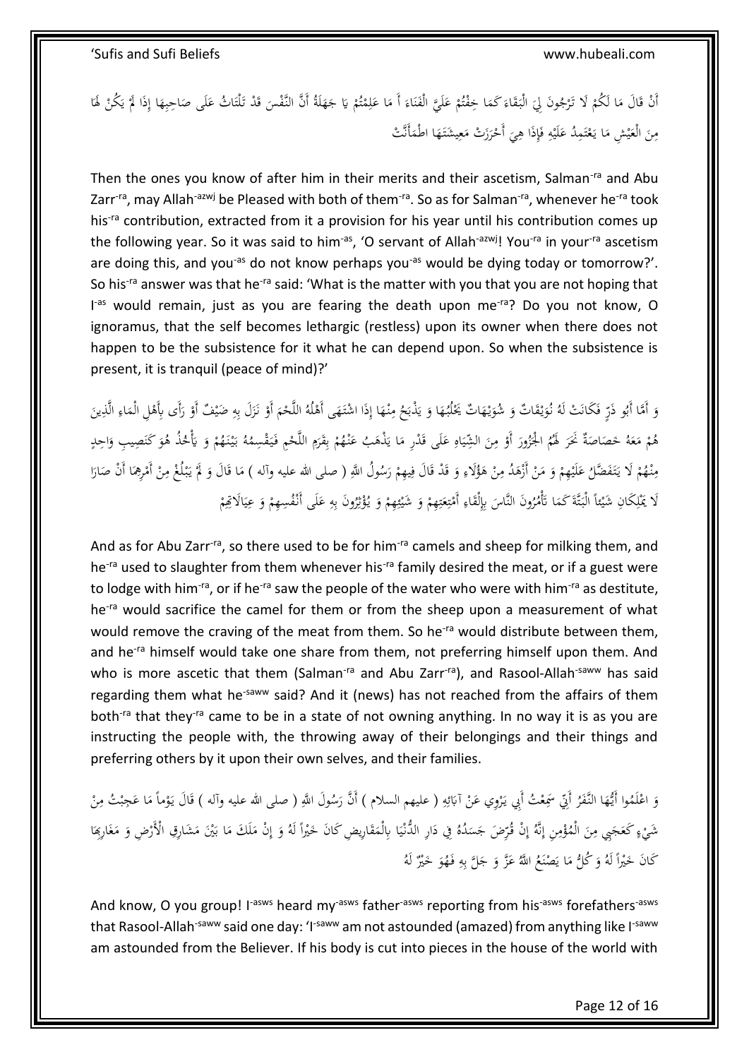أَنْ قَالَ مَا لَكُمْ لَا تَرْجُونَ لِيَ الْبَقَاءَ كَمَا خِفْتُمْ عَلَيَّ الْفَنَاءَ أَ مَا عَلِمْتُمْ يَا جَهَلَةُ أَنَّ النَّفْسَ قَدْ تَلْتَاثُ عَلَى صَاحِبِهَا إِذَا لَمْ يَكُنْ لَهَا مِنَ الْعَيْشِ مَا يَعْتَمِدُ عَلَيْهِ فَإِذَا هِيَ أَحْرَزَتْ مَعِيشَتَهَا اطْمَأَنَّتْ

Then the ones you know of after him in their merits and their ascetism, Salman-ra and Abu Zarr-ra, may Allah-azwj be Pleased with both of them-ra. So as for Salman-ra, whenever he-ra took his-ra contribution, extracted from it a provision for his year until his contribution comes up the following year. So it was said to him-as, 'O servant of Allah-azwj! You-ra in your-ra ascetism are doing this, and you-as do not know perhaps you-as would be dying today or tomorrow?'. So his-ra answer was that he-ra said: 'What is the matter with you that you are not hoping that I-as would remain, just as you are fearing the death upon me-ra? Do you not know, O ignoramus, that the self becomes lethargic (restless) upon its owner when there does not happen to be the subsistence for it what he can depend upon. So when the subsistence is present, it is tranquil (peace of mind)?'

وَ أَمَّا أَبُو ذَرٍّ فَكَانَتْ لَهُ نُوَيْقَاتٌ وَ شُوَيْهَاتٌ يَحْلُبُهَا وَ يَذْبَحُ مِنْهَا إِذَا اشْتَهَى أَهْلُهُ اللَّحْمَ أَوْ نَزَلَ بِهِ ضَيْفٌ أَوْ رَأَى بِأَهْلِ الْمَاءِ الَّذِينَ هُمْ مَعَهُ خَصَاصَةً نَحَرَ لَهُمُ الْجَزُورَ أَوْ مِنَ الشِّيَاهِ عَلَى قَدْرِ مَا يَذْهَبُ عَنْهُمْ بِقَرَمِ اللَّحْمِ فَيَقْسِمُهُ بَيْنَهُمْ وَ يَأْخُذُ هُوَ كَنَصِيبِ وَاحِدٍ مِنْهُمْ لَا يَتَفَضَّلُ عَلَيْهِمْ وَ مَنْ أَزْهَدُ مِنْ هَؤُلَاءِ وَ قَدْ قَالَ فِيهِمْ رَسُولُ اللَّهِ ( صلى الله عليه وآله ) مَا قَالَ وَ لَمْ يَبْلُغْ مِنْ أَمْرِهِمَا أَنْ صَارَا لَا يَمْلِكَانِ شَيْئاً الْبَتَّةَ كَمَا تَأْمُرُونَ النَّاسَ بِإِلْقَاءِ أَمْتِعَتِهِمْ وَ شَيْئِهِمْ وَ يُؤْثِرُونَ بِهِ عَلَى أَنْفُسِهِمْ وَ عِيَالَاتِهِمْ

And as for Abu Zarr-ra, so there used to be for him-ra camels and sheep for milking them, and he-ra used to slaughter from them whenever his-ra family desired the meat, or if a guest were to lodge with him-ra, or if he-ra saw the people of the water who were with him-ra as destitute, he-ra would sacrifice the camel for them or from the sheep upon a measurement of what would remove the craving of the meat from them. So he-ra would distribute between them, and he-ra himself would take one share from them, not preferring himself upon them. And who is more ascetic that them (Salman-ra and Abu Zarr-ra), and Rasool-Allah-saww has said regarding them what he-saww said? And it (news) has not reached from the affairs of them both-ra that they-ra came to be in a state of not owning anything. In no way it is as you are instructing the people with, the throwing away of their belongings and their things and preferring others by it upon their own selves, and their families.

وَ اعْلَمُوا أَيُّهَا النَّفَرُ أَنِّي سَمِعْتُ أَبِي يَرْوِي عَنْ آبَائِهِ ( عليهم السلام ) أَنَّ رَسُولَ اللَّهِ ( صلى الله عليه وآله ) قَالَ يَوْماً مَا عَجِبْتُ مِنْ شَيْءٍ كَعَجَبِي مِنَ الْمُؤْمِنِ إِنَّهُ إِنْ قُرِّضَ جَسَدُهُ فِي دَارِ الدُّنْيَا بِالْمَقَارِيضِ كَانَ خَيْراً لَهُ وَ إِنْ مَلَكَ مَا بَيْنَ مَشَارِقِ الْأَرْضِ وَ مَغَارِبِهَا كَانَ خَيْراً لَهُ وَ كُلُّ مَا يَصْنَعُ اللَّهُ عَزَّ وَ جَلَّ بِهِ فَهُوَ خَيْرٌ لَهُ

And know, O you group! I-asws heard my-asws father-asws reporting from his-asws forefathers-asws that Rasool-Allah-saww said one day: 'I-saww am not astounded (amazed) from anything like I-saww am astounded from the Believer. If his body is cut into pieces in the house of the world with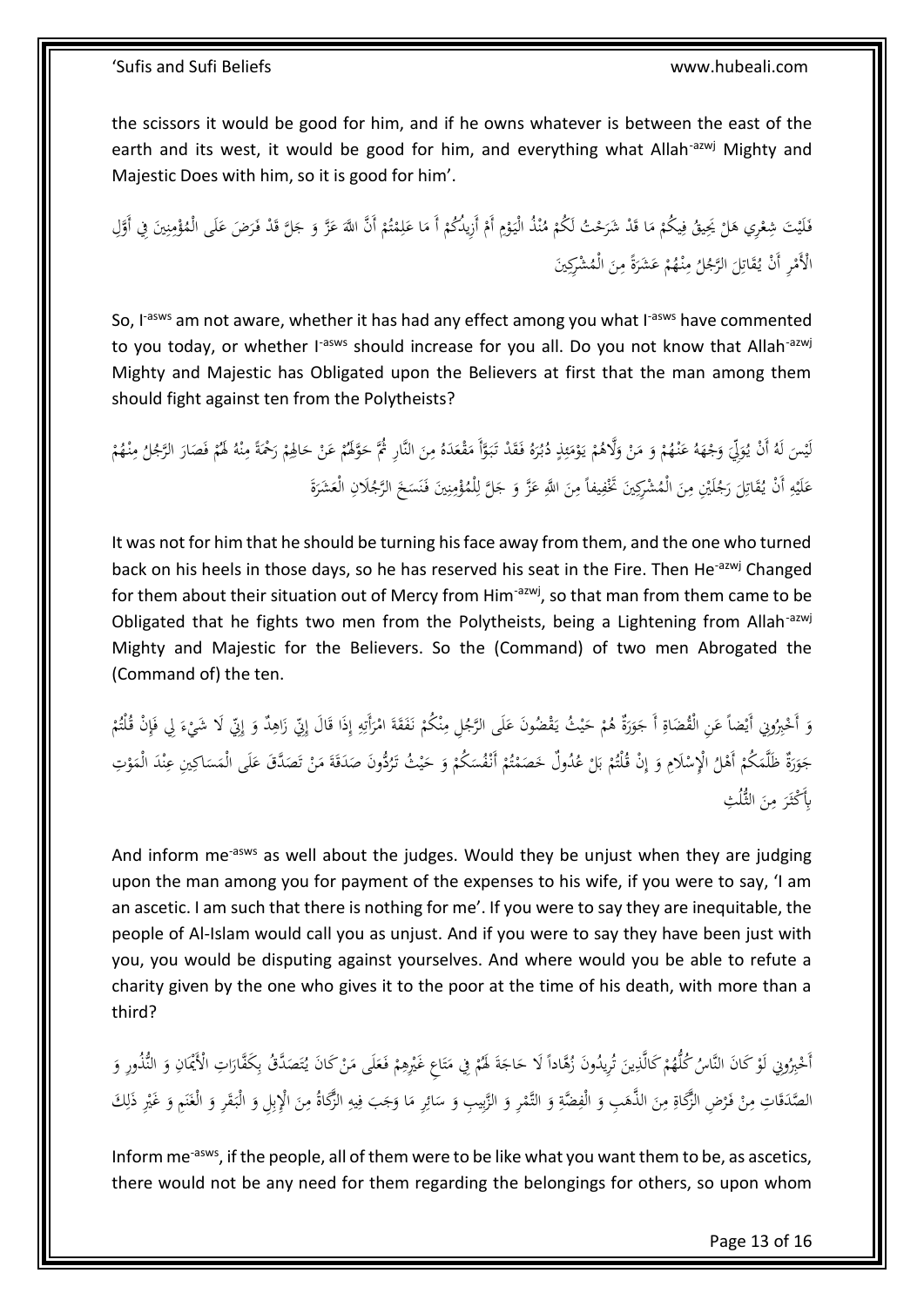the scissors it would be good for him, and if he owns whatever is between the east of the earth and its west, it would be good for him, and everything what Allah-azwj Mighty and Majestic Does with him, so it is good for him'.

فَلَيْتَ شِعْرِي هَلْ يَحِيقُ فِيكُمْ مَا قَدْ شَرَحْتُ لَكُمْ مُنْذُ الْيَوْمِ أَمْ أَزِيدُكُمْ أَ مَا عَلِمْتُمْ أَنَّ اللَّهَ عَزَّ وَ جَلَّ قَدْ فَرَضَ عَلَى الْمُؤْمِنِينَ فِي أَوَّلِ الْأَمْرِ أَنْ يُقَاتِلَ الرَّجُلُ مِنْهُمْ عَشَرَةً مِنَ الْمُشْرِكِينَ

So, I-asws am not aware, whether it has had any effect among you what I-asws have commented to you today, or whether I-asws should increase for you all. Do you not know that Allah-azwj Mighty and Majestic has Obligated upon the Believers at first that the man among them should fight against ten from the Polytheists?

لَيْسَ لَهُ أَنْ يُوَلِّيَ وَجْهَهُ عَنْهُمْ وَ مَنْ وَلَّاهُمْ يَوْمَئِذٍ دُبُرَهُ فَقَدْ تَبَوَّأَ مَقْعَدَهُ مِنَ النَّارِ ثُمَّ حَوَّلَهُمْ عَنْ حَالِهِمْ رَحْمَةً مِنْهُ لَهُمْ فَصَارَ الرَّجُلُ مِنْهُمْ عَلَيْهِ أَنْ يُقَاتِلَ رَجُلَيْنِ مِنَ الْمُشْرِكِينَ تَخْفِيفاً مِنَ اللَّهِ عَزَّ وَ جَلَّ لِلْمُؤْمِنِينَ فَنَسَخَ الرَّجُلَانِ الْعَشَرَةَ

It was not for him that he should be turning his face away from them, and the one who turned back on his heels in those days, so he has reserved his seat in the Fire. Then He-azwj Changed for them about their situation out of Mercy from Him-azwj, so that man from them came to be Obligated that he fights two men from the Polytheists, being a Lightening from Allah-azwj Mighty and Majestic for the Believers. So the (Command) of two men Abrogated the (Command of) the ten.

وَ أَخْبِرُونِي أَيْضاً عَنِ الْقُضَاةِ أَ جَوَرَةٌ هُمْ حَيْثُ يَقْضُونَ عَلَى الرَّجُلِ مِنْكُمْ نَفَقَةَ امْرَأَتِهِ إِذَا قَالَ إِنِّي زَاهِدٌ وَ إِنِّي لَا شَيْءَ لِي فَإِنْ قُلْتُمْ جَوَرَةٌ ظَلَّمَكُمْ أَهْلُ الْإِسْلَامِ وَ إِنْ قُلْتُمْ بَلْ عُدُولٌ خَصَمْتُمْ أَنْفُسَكُمْ وَ حَيْثُ تَرُدُّونَ صَدَقَةَ مَنْ تَصَدَّقَ عَلَى الْمَسَاكِينِ عِنْدَ الْمَوْتِ بِأَكْثَرَ مِنَ الثُّلُثِ

And inform me-asws as well about the judges. Would they be unjust when they are judging upon the man among you for payment of the expenses to his wife, if you were to say, 'I am an ascetic. I am such that there is nothing for me'. If you were to say they are inequitable, the people of Al-Islam would call you as unjust. And if you were to say they have been just with you, you would be disputing against yourselves. And where would you be able to refute a charity given by the one who gives it to the poor at the time of his death, with more than a third?

أَخْبِرُونِي لَوْ كَانَ النَّاسُ كُلُّهُمْ كَالَّذِينَ تُرِيدُونَ زُهَّاداً لَا حَاجَةَ لَهُمْ فِي مَتَاعِ غَيْرِهِمْ فَعَلَى مَنْ كَانَ يُتَصَدَّقُ بِكَفَّارَاتِ الْأَيْمَانِ وَ النُّذُورِ وَ الصَّدَقَاتِ مِنْ فَرْضِ الزَّكَاةِ مِنَ الذَّهَبِ وَ الْفِضَّةِ وَ التَّمْرِ وَ الزَّبِيبِ وَ سَائِرِ مَا وَجَبَ فِيهِ الزَّكَاةُ مِنَ الْإِبِلِ وَ الْبَقَرِ وَ الْغَنَمِ وَ غَيْرِ ذَلِكَ

Inform me-asws, if the people, all of them were to be like what you want them to be, as ascetics, there would not be any need for them regarding the belongings for others, so upon whom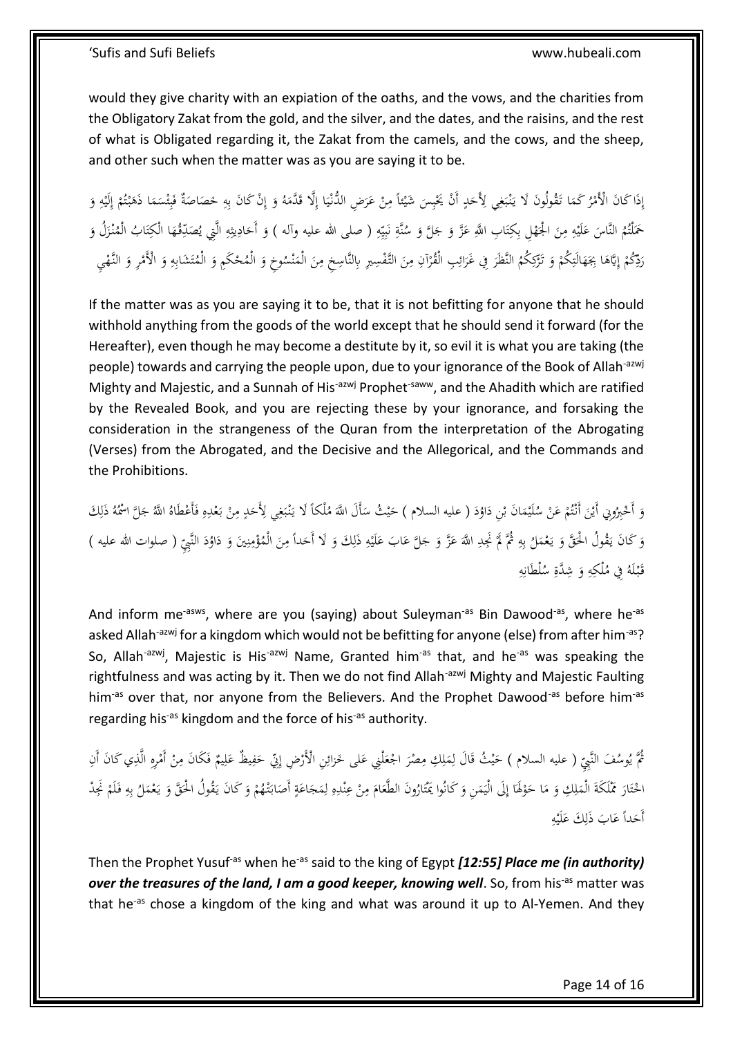would they give charity with an expiation of the oaths, and the vows, and the charities from the Obligatory Zakat from the gold, and the silver, and the dates, and the raisins, and the rest of what is Obligated regarding it, the Zakat from the camels, and the cows, and the sheep, and other such when the matter was as you are saying it to be.

إِذَا كَانَ الْأَمْرُ كَمَا تَقُولُونَ لَا يَنْبَغِي لِأَحَدٍ أَنْ يَحْبِسَ شَيْئاً مِنْ عَرَضِ الدُّنْيَا إِلَّا قَدَّمَهُ وَ إِنْ كَانَ بِهِ خَصَاصَةٌ فَبِئْسَمَا ذَهَبْتُمْ إِلَيْهِ وَ حَمَلْتُمُ النَّاسَ عَلَيْهِ مِنَ الْجَهْلِ بِكِتَابِ اللَّهِ عَزَّ وَ جَلَّ وَ سُنَّةِ نَبِيِّهِ ( صلى الله عليه وآله ) وَ أَحَادِيثِهِ الَّتِي يُصَدِّقُهَا الْكِتَابُ الْمُنْزَلُ وَ رَدِّكُمْ إِيَّاهَا بِجَهَالَتِكُمْ وَ تَرْكِكُمُ النَّظَرَ فِي غَرَائِبِ الْقُرْآنِ مِنَ التَّفْسِيرِ بِالنَّاسِخِ مِنَ الْمَنْسُوخِ وَ الْمُحْكَمِ وَ الْمُتَشَابِهِ وَ الْأَمْرِ وَ النَّهْيِ

If the matter was as you are saying it to be, that it is not befitting for anyone that he should withhold anything from the goods of the world except that he should send it forward (for the Hereafter), even though he may become a destitute by it, so evil it is what you are taking (the people) towards and carrying the people upon, due to your ignorance of the Book of Allah-azwj Mighty and Majestic, and a Sunnah of His-azwj Prophet-saww, and the Ahadith which are ratified by the Revealed Book, and you are rejecting these by your ignorance, and forsaking the consideration in the strangeness of the Quran from the interpretation of the Abrogating (Verses) from the Abrogated, and the Decisive and the Allegorical, and the Commands and the Prohibitions.

وَ أَخْبِرُونِي أَيْنَ أَنْتُمْ عَنْ سُلَيْمَانَ بْنِ دَاوُدَ ( عليه السلام ) حَيْثُ سَأَلَ اللَّهَ مُلْكاً لَا يَنْبَغِي لِأَحَدٍ مِنْ بَعْدِهِ فَأَعْطَاهُ اللَّهُ جَلَّ اسْمُهُ ذَلِكَ وَ كَانَ يَقُولُ الْحَقَّ وَ يَعْمَلُ بِهِ ثُمَّ لَمْ نَجِدِ اللَّهَ عَزَّ وَ جَلَّ عَابَ عَلَيْهِ ذَلِكَ وَ لَا أَحَداً مِنَ الْمُؤْمِنِينَ وَ دَاوُدَ النَّبِيِّ ( صلوات الله عليه ) قَبْلَهُ فِي مُلْكِهِ وَ شِدَّةِ سُلْطَانِهِ

And inform me-asws, where are you (saying) about Suleyman-as Bin Dawood-as, where he-as asked Allah-azwj for a kingdom which would not be befitting for anyone (else) from after him-as? So, Allah-azwj, Majestic is His-azwj Name, Granted him-as that, and he-as was speaking the rightfulness and was acting by it. Then we do not find Allah-azwj Mighty and Majestic Faulting him-as over that, nor anyone from the Believers. And the Prophet Dawood-as before him-as regarding his-as kingdom and the force of his-as authority.

ثُمَّ يُوسُفَ النَّبِيِّ ( عليه السلام ) حَيْثُ قَالَ لِمَلِكِ مِصْرَ اجْعَلْنِي عَلى خَزائِنِ الْأَرْضِ إِنِّي حَفِيظٌ عَلِيمٌ فَكَانَ مِنْ أَمْرِهِ الَّذِي كَانَ أَنِ اخْتَارَ مَمْلَكَةَ الْمَلِكِ وَ مَا حَوْلَهَا إِلَى الْيَمَنِ وَ كَانُوا يَمْتَارُونَ الطَّعَامَ مِنْ عِنْدِهِ لِمَجَاعَةٍ أَصَابَتْهُمْ وَ كَانَ يَقُولُ الْحَقَّ وَ يَعْمَلُ بِهِ فَلَمْ نَجِدْ أَحَداً عَابَ ذَلِكَ عَلَيْهِ

Then the Prophet Yusuf-as when he-as said to the king of Egypt ***[12:55] Place me (in authority) over the treasures of the land, I am a good keeper, knowing well***. So, from his-as matter was that he-as chose a kingdom of the king and what was around it up to Al-Yemen. And they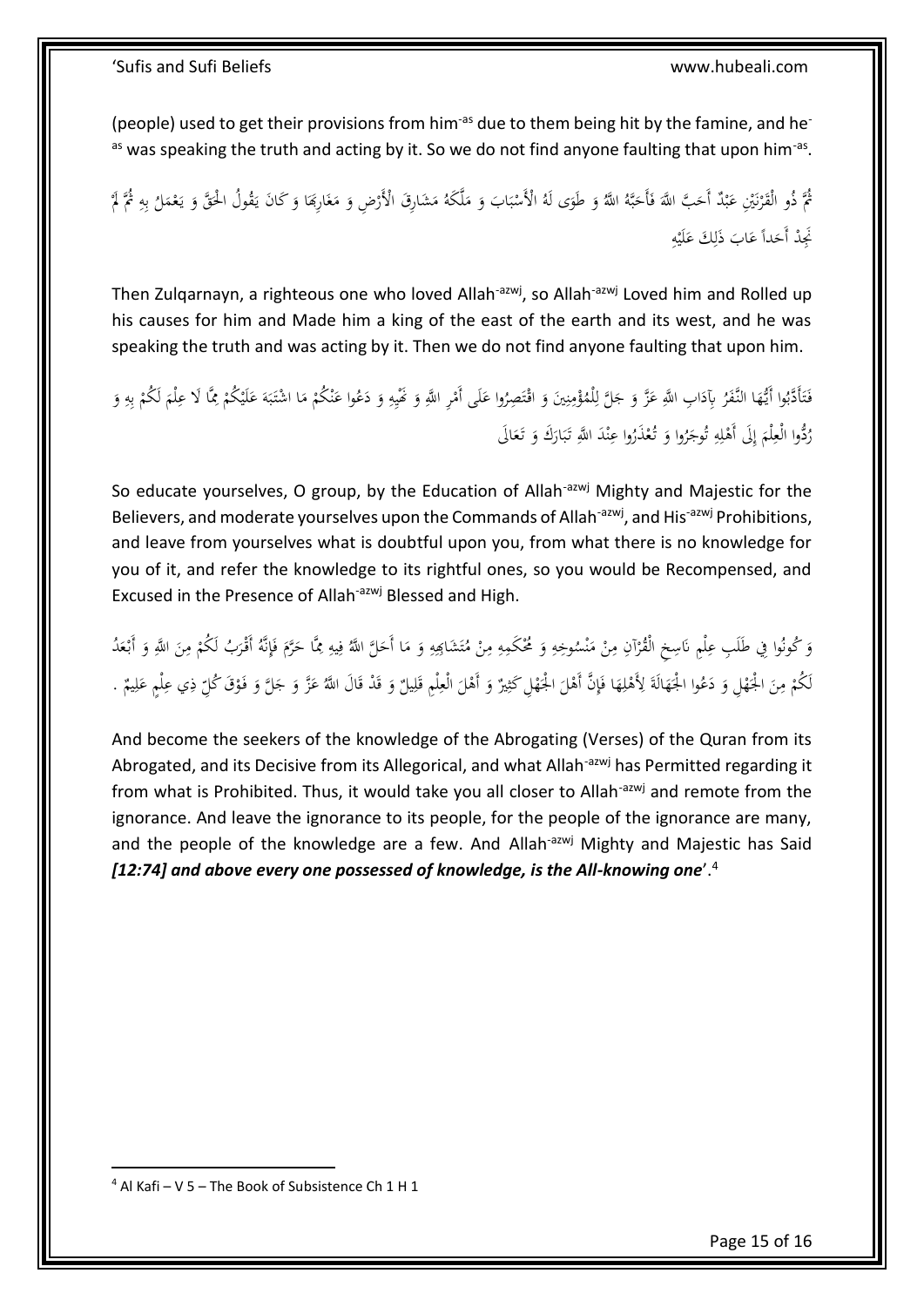(people) used to get their provisions from him-as due to them being hit by the famine, and he-as was speaking the truth and acting by it. So we do not find anyone faulting that upon him-as.

ثُمَّ ذُو الْقَرْنَيْنِ عَبْدٌ أَحَبَّ اللَّهَ فَأَحَبَّهُ اللَّهُ وَ طَوَى لَهُ الْأَسْبَابَ وَ مَلَّكَهُ مَشَارِقَ الْأَرْضِ وَ مَغَارِبَهَا وَ كَانَ يَقُولُ الْحَقَّ وَ يَعْمَلُ بِهِ ثُمَّ لَمْ نَجِدْ أَحَداً عَابَ ذَلِكَ عَلَيْهِ

Then Zulqarnayn, a righteous one who loved Allah-azwj, so Allah-azwj Loved him and Rolled up his causes for him and Made him a king of the east of the earth and its west, and he was speaking the truth and was acting by it. Then we do not find anyone faulting that upon him.

فَتَأَدَّبُوا أَيُّهَا النَّفَرُ بِآدَابِ اللَّهِ عَزَّ وَ جَلَّ لِلْمُؤْمِنِينَ وَ اقْتَصِرُوا عَلَى أَمْرِ اللَّهِ وَ نَهْيِهِ وَ دَعُوا عَنْكُمْ مَا اشْتَبَهَ عَلَيْكُمْ مِمَّا لَا عِلْمَ لَكُمْ بِهِ وَ رُدُّوا الْعِلْمَ إِلَى أَهْلِهِ تُوجَرُوا وَ تُعْذَرُوا عِنْدَ اللَّهِ تَبَارَكَ وَ تَعَالَى

So educate yourselves, O group, by the Education of Allah-azwj Mighty and Majestic for the Believers, and moderate yourselves upon the Commands of Allah-azwj, and His-azwj Prohibitions, and leave from yourselves what is doubtful upon you, from what there is no knowledge for you of it, and refer the knowledge to its rightful ones, so you would be Recompensed, and Excused in the Presence of Allah-azwj Blessed and High.

وَ كُونُوا فِي طَلَبِ عِلْمِ نَاسِخِ الْقُرْآنِ مِنْ مَنْسُوخِهِ وَ مُحْكَمِهِ مِنْ مُتَشَابِهِهِ وَ مَا أَحَلَّ اللَّهُ فِيهِ مِمَّا حَرَّمَ فَإِنَّهُ أَقْرَبُ لَكُمْ مِنَ اللَّهِ وَ أَبْعَدُ لَكُمْ مِنَ الْجَهْلِ وَ دَعُوا الْجَهَالَةَ لِأَهْلِهَا فَإِنَّ أَهْلَ الْجَهْلِ كَثِيرٌ وَ أَهْلَ الْعِلْمِ قَلِيلٌ وَ قَدْ قَالَ اللَّهُ عَزَّ وَ جَلَّ وَ فَوْقَ كُلِّ ذِي عِلْمٍ عَلِيمٌ .

And become the seekers of the knowledge of the Abrogating (Verses) of the Quran from its Abrogated, and its Decisive from its Allegorical, and what Allah-azwj has Permitted regarding it from what is Prohibited. Thus, it would take you all closer to Allah-azwj and remote from the ignorance. And leave the ignorance to its people, for the people of the ignorance are many, and the people of the knowledge are a few. And Allah-azwj Mighty and Majestic has Said ***[12:74] and above every one possessed of knowledge, is the All-knowing one***'.[4]

---

[4] Al Kafi – V 5 – The Book of Subsistence Ch 1 H 1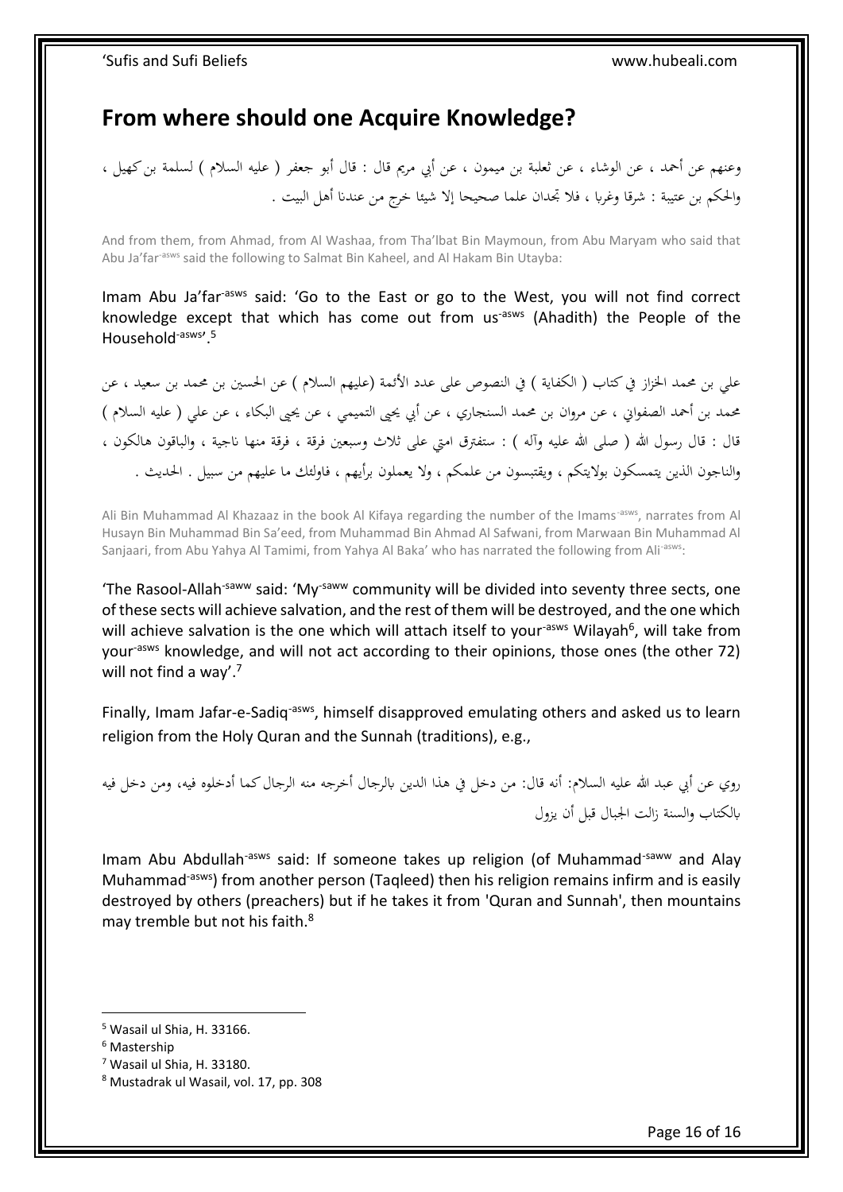## From where should one Acquire Knowledge?

وعنهم عن أحمد ، عن الوشاء ، عن ثعلبة بن ميمون ، عن أبي مريم قال : قال أبو جعفر ( عليه السلام ) لسلمة بن كهيل ، والحكم بن عتيبة : شرقا وغربا ، فلا تجدان علما صحيحا إلا شيئا خرج من عندنا أهل البيت .

And from them, from Ahmad, from Al Washaa, from Tha'lbat Bin Maymoun, from Abu Maryam who said that Abu Ja'far-asws said the following to Salmat Bin Kaheel, and Al Hakam Bin Utayba:

Imam Abu Ja'far-asws said: 'Go to the East or go to the West, you will not find correct knowledge except that which has come out from us-asws (Ahadith) the People of the Household-asws'.[5]

علي بن محمد الخزاز في كتاب ( الكفاية ) في النصوص على عدد الأئمة (عليهم السلام ) عن الحسين بن محمد بن سعيد ، عن محمد بن أحمد الصفواني ، عن مروان بن محمد السنجاري ، عن أبي يحيى التميمي ، عن يحيى البكاء ، عن علي ( عليه السلام ) قال : قال رسول الله ( صلى الله عليه وآله ) : ستفترق امتي على ثلاث وسبعين فرقة ، فرقة منها ناجية ، والباقون هالكون ، والناجون الذين يتمسكون بولايتكم ، ويقتبسون من علمكم ، ولا يعملون برأيهم ، فاولئك ما عليهم من سبيل . الحديث .

Ali Bin Muhammad Al Khazaaz in the book Al Kifaya regarding the number of the Imams-asws, narrates from Al Husayn Bin Muhammad Bin Sa'eed, from Muhammad Bin Ahmad Al Safwani, from Marwaan Bin Muhammad Al Sanjaari, from Abu Yahya Al Tamimi, from Yahya Al Baka' who has narrated the following from Ali-asws:

'The Rasool-Allah-saww said: 'My-saww community will be divided into seventy three sects, one of these sects will achieve salvation, and the rest of them will be destroyed, and the one which will achieve salvation is the one which will attach itself to your-asws Wilayah[6], will take from your-asws knowledge, and will not act according to their opinions, those ones (the other 72) will not find a way'.[7]

Finally, Imam Jafar-e-Sadiq-asws, himself disapproved emulating others and asked us to learn religion from the Holy Quran and the Sunnah (traditions), e.g.,

روي عن أبي عبد الله عليه السلام: أنه قال: من دخل في هذا الدين بالرجال أخرجه منه الرجال كما أدخلوه فيه، ومن دخل فيه بالكتاب والسنة زالت الجبال قبل أن يزول

Imam Abu Abdullah-asws said: If someone takes up religion (of Muhammad-saww and Alay Muhammad-asws) from another person (Taqleed) then his religion remains infirm and is easily destroyed by others (preachers) but if he takes it from 'Quran and Sunnah', then mountains may tremble but not his faith.[8]

---

[5] Wasail ul Shia, H. 33166.

[6] Mastership

[7] Wasail ul Shia, H. 33180.

[8] Mustadrak ul Wasail, vol. 17, pp. 308